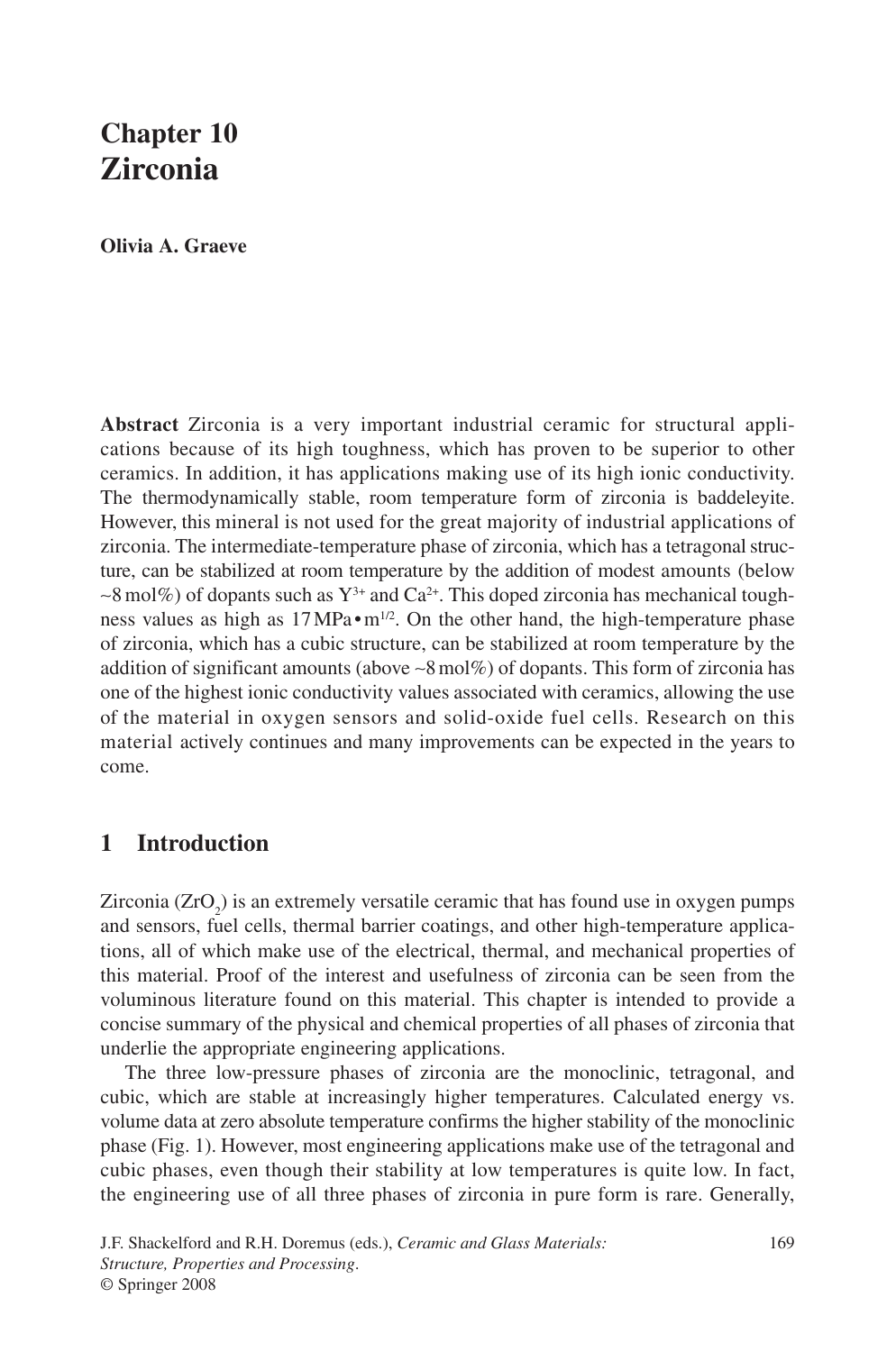# Chapter 10
# Zirconia

**Olivia A. Graeve**

**Abstract** Zirconia is a very important industrial ceramic for structural applications because of its high toughness, which has proven to be superior to other ceramics. In addition, it has applications making use of its high ionic conductivity. The thermodynamically stable, room temperature form of zirconia is baddeleyite. However, this mineral is not used for the great majority of industrial applications of zirconia. The intermediate-temperature phase of zirconia, which has a tetragonal structure, can be stabilized at room temperature by the addition of modest amounts (below ~8 mol%) of dopants such as $Y^{3+}$ and $Ca^{2+}$. This doped zirconia has mechanical toughness values as high as 17 MPa•m$^{1/2}$. On the other hand, the high-temperature phase of zirconia, which has a cubic structure, can be stabilized at room temperature by the addition of significant amounts (above ~8 mol%) of dopants. This form of zirconia has one of the highest ionic conductivity values associated with ceramics, allowing the use of the material in oxygen sensors and solid-oxide fuel cells. Research on this material actively continues and many improvements can be expected in the years to come.

## 1 Introduction

Zirconia ($ZrO_2$) is an extremely versatile ceramic that has found use in oxygen pumps and sensors, fuel cells, thermal barrier coatings, and other high-temperature applications, all of which make use of the electrical, thermal, and mechanical properties of this material. Proof of the interest and usefulness of zirconia can be seen from the voluminous literature found on this material. This chapter is intended to provide a concise summary of the physical and chemical properties of all phases of zirconia that underlie the appropriate engineering applications.

The three low-pressure phases of zirconia are the monoclinic, tetragonal, and cubic, which are stable at increasingly higher temperatures. Calculated energy vs. volume data at zero absolute temperature confirms the higher stability of the monoclinic phase (Fig. 1). However, most engineering applications make use of the tetragonal and cubic phases, even though their stability at low temperatures is quite low. In fact, the engineering use of all three phases of zirconia in pure form is rare. Generally,

J.F. Shackelford and R.H. Doremus (eds.), *Ceramic and Glass Materials: Structure, Properties and Processing*.
© Springer 2008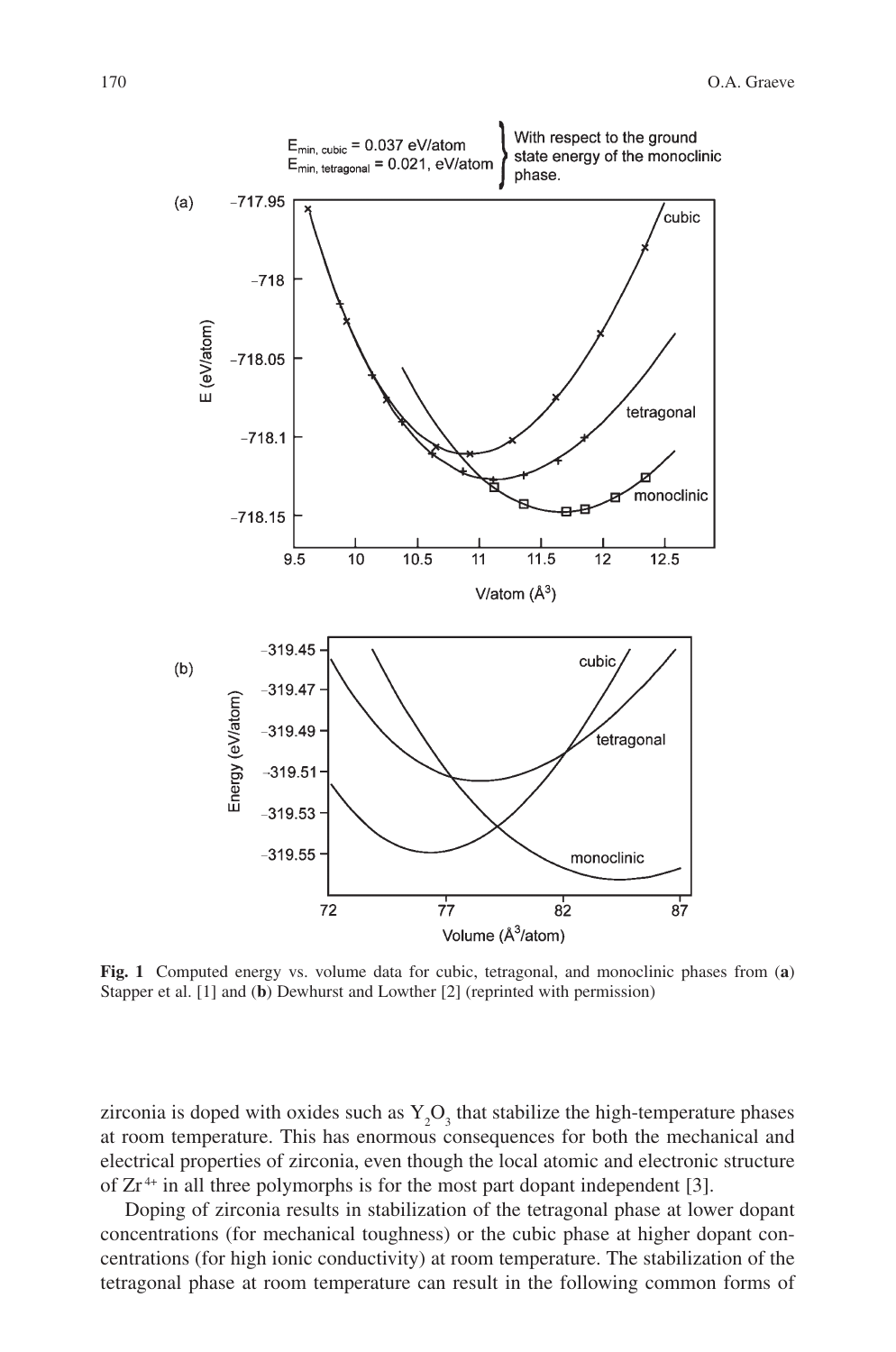**Fig. 1** Computed energy vs. volume data for cubic, tetragonal, and monoclinic phases from (**a**) Stapper et al. [1] and (**b**) Dewhurst and Lowther [2] (reprinted with permission)

zirconia is doped with oxides such as $Y_2O_3$ that stabilize the high-temperature phases at room temperature. This has enormous consequences for both the mechanical and electrical properties of zirconia, even though the local atomic and electronic structure of $Zr^{4+}$ in all three polymorphs is for the most part dopant independent [3].

Doping of zirconia results in stabilization of the tetragonal phase at lower dopant concentrations (for mechanical toughness) or the cubic phase at higher dopant concentrations (for high ionic conductivity) at room temperature. The stabilization of the tetragonal phase at room temperature can result in the following common forms of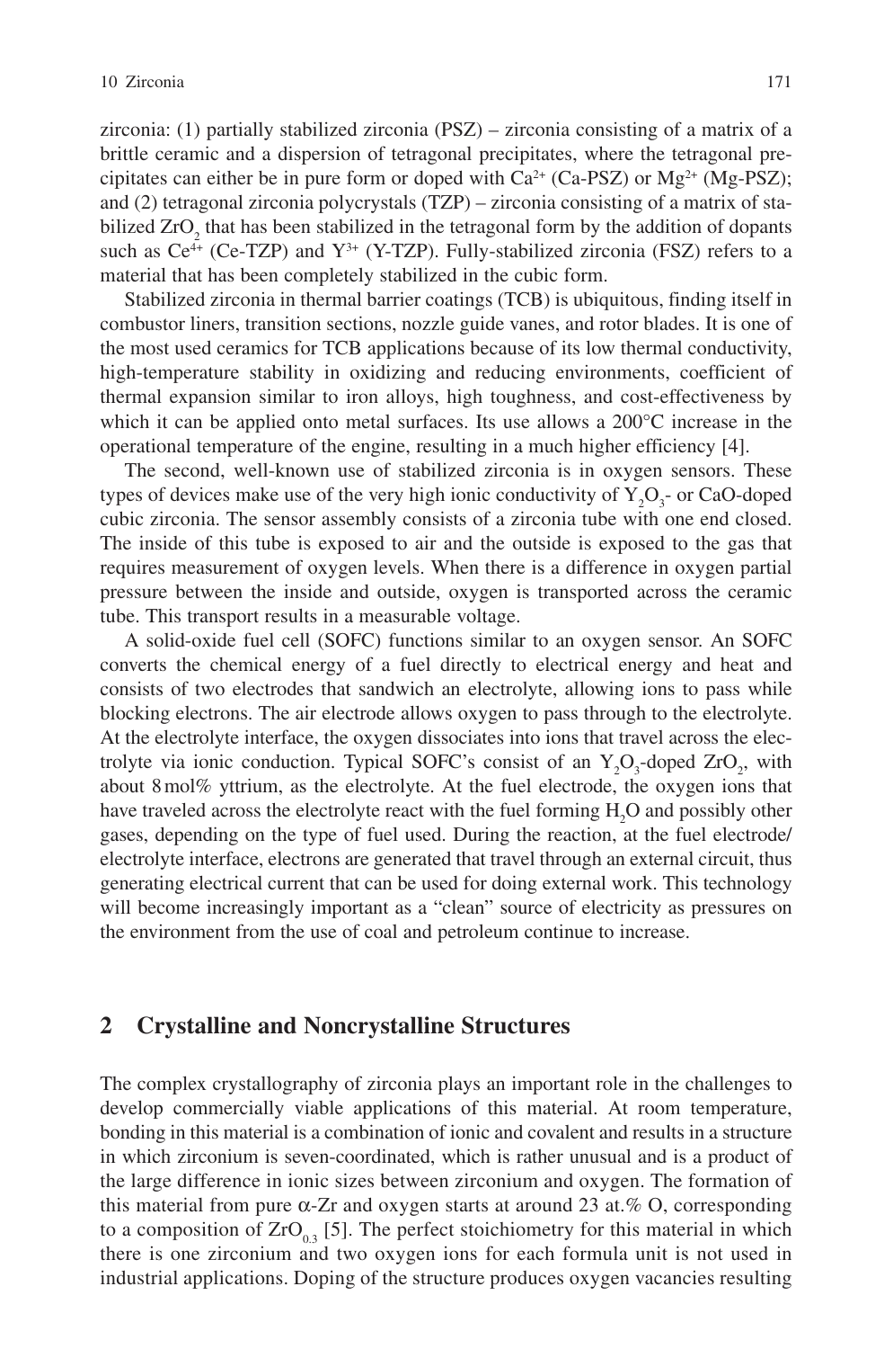zirconia: (1) partially stabilized zirconia (PSZ) – zirconia consisting of a matrix of a brittle ceramic and a dispersion of tetragonal precipitates, where the tetragonal precipitates can either be in pure form or doped with $Ca^{2+}$ (Ca-PSZ) or $Mg^{2+}$ (Mg-PSZ); and (2) tetragonal zirconia polycrystals (TZP) – zirconia consisting of a matrix of stabilized $ZrO_2$ that has been stabilized in the tetragonal form by the addition of dopants such as $Ce^{4+}$ (Ce-TZP) and $Y^{3+}$ (Y-TZP). Fully-stabilized zirconia (FSZ) refers to a material that has been completely stabilized in the cubic form.

Stabilized zirconia in thermal barrier coatings (TCB) is ubiquitous, finding itself in combustor liners, transition sections, nozzle guide vanes, and rotor blades. It is one of the most used ceramics for TCB applications because of its low thermal conductivity, high-temperature stability in oxidizing and reducing environments, coefficient of thermal expansion similar to iron alloys, high toughness, and cost-effectiveness by which it can be applied onto metal surfaces. Its use allows a 200°C increase in the operational temperature of the engine, resulting in a much higher efficiency [4].

The second, well-known use of stabilized zirconia is in oxygen sensors. These types of devices make use of the very high ionic conductivity of $Y_2O_3$- or CaO-doped cubic zirconia. The sensor assembly consists of a zirconia tube with one end closed. The inside of this tube is exposed to air and the outside is exposed to the gas that requires measurement of oxygen levels. When there is a difference in oxygen partial pressure between the inside and outside, oxygen is transported across the ceramic tube. This transport results in a measurable voltage.

A solid-oxide fuel cell (SOFC) functions similar to an oxygen sensor. An SOFC converts the chemical energy of a fuel directly to electrical energy and heat and consists of two electrodes that sandwich an electrolyte, allowing ions to pass while blocking electrons. The air electrode allows oxygen to pass through to the electrolyte. At the electrolyte interface, the oxygen dissociates into ions that travel across the electrolyte via ionic conduction. Typical SOFC's consist of an $Y_2O_3$-doped $ZrO_2$, with about 8 mol% yttrium, as the electrolyte. At the fuel electrode, the oxygen ions that have traveled across the electrolyte react with the fuel forming $H_2O$ and possibly other gases, depending on the type of fuel used. During the reaction, at the fuel electrode/electrolyte interface, electrons are generated that travel through an external circuit, thus generating electrical current that can be used for doing external work. This technology will become increasingly important as a "clean" source of electricity as pressures on the environment from the use of coal and petroleum continue to increase.

## 2 Crystalline and Noncrystalline Structures

The complex crystallography of zirconia plays an important role in the challenges to develop commercially viable applications of this material. At room temperature, bonding in this material is a combination of ionic and covalent and results in a structure in which zirconium is seven-coordinated, which is rather unusual and is a product of the large difference in ionic sizes between zirconium and oxygen. The formation of this material from pure $\alpha$-Zr and oxygen starts at around 23 at.% O, corresponding to a composition of $ZrO_{0.3}$ [5]. The perfect stoichiometry for this material in which there is one zirconium and two oxygen ions for each formula unit is not used in industrial applications. Doping of the structure produces oxygen vacancies resulting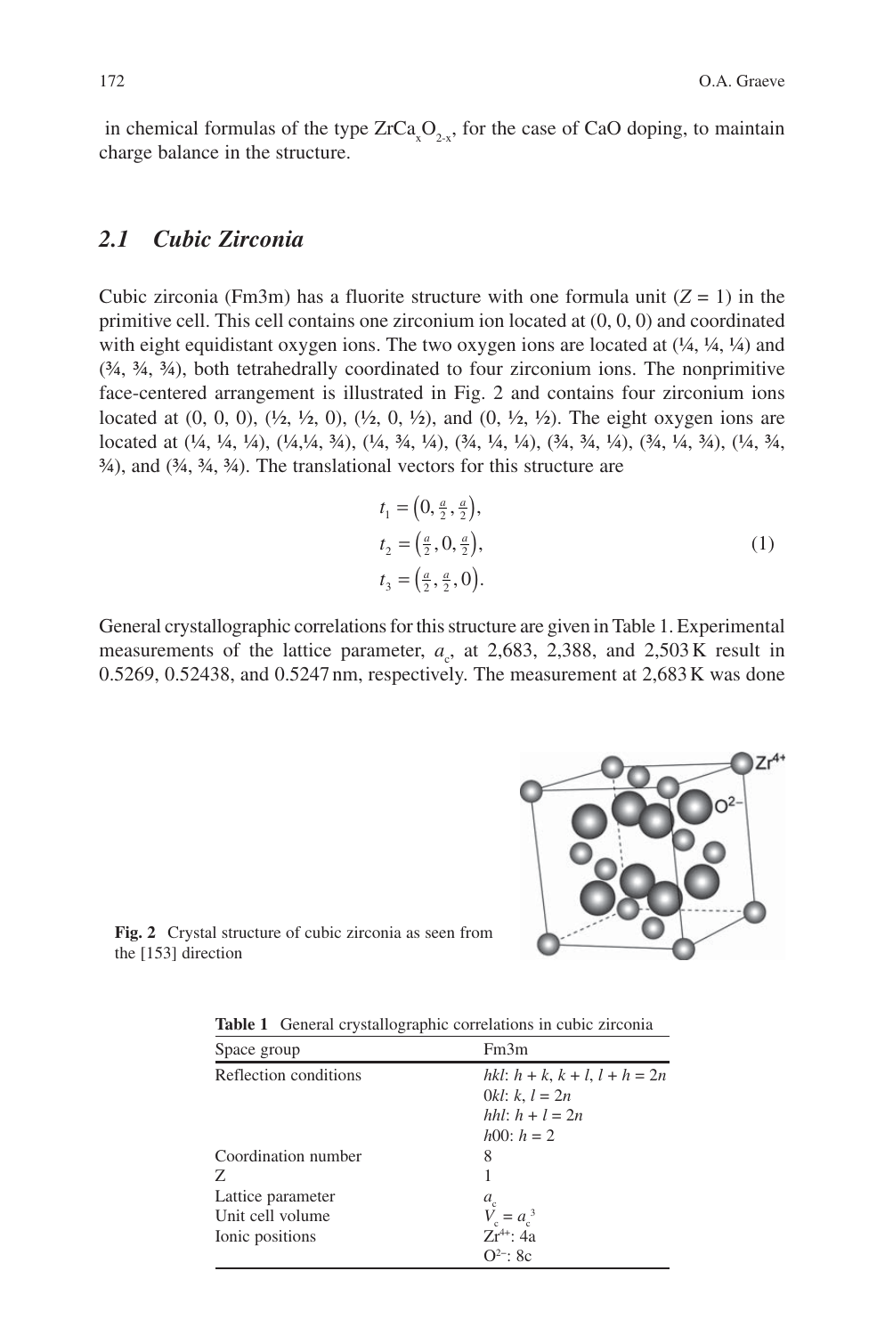in chemical formulas of the type $ZrCa_xO_{2-x}$, for the case of CaO doping, to maintain charge balance in the structure.

## 2.1 Cubic Zirconia

Cubic zirconia (Fm3m) has a fluorite structure with one formula unit ($Z = 1$) in the primitive cell. This cell contains one zirconium ion located at (0, 0, 0) and coordinated with eight equidistant oxygen ions. The two oxygen ions are located at (¼, ¼, ¼) and (¾, ¾, ¾), both tetrahedrally coordinated to four zirconium ions. The nonprimitive face-centered arrangement is illustrated in Fig. 2 and contains four zirconium ions located at (0, 0, 0), (½, ½, 0), (½, 0, ½), and (0, ½, ½). The eight oxygen ions are located at (¼, ¼, ¼), (¼,¼, ¾), (¼, ¾, ¼), (¾, ¼, ¼), (¾, ¾, ¼), (¾, ¼, ¾), (¼, ¾, ¾), and (¾, ¾, ¾). The translational vectors for this structure are

$$
\begin{aligned}
t_1 &= \left(0, \tfrac{a}{2}, \tfrac{a}{2}\right), \\
t_2 &= \left(\tfrac{a}{2}, 0, \tfrac{a}{2}\right), \\
t_3 &= \left(\tfrac{a}{2}, \tfrac{a}{2}, 0\right).
\end{aligned}
\tag{1}
$$

General crystallographic correlations for this structure are given in Table 1. Experimental measurements of the lattice parameter, $a_c$, at 2,683, 2,388, and 2,503 K result in 0.5269, 0.52438, and 0.5247 nm, respectively. The measurement at 2,683 K was done

**Fig. 2** Crystal structure of cubic zirconia as seen from the [153] direction

**Table 1** General crystallographic correlations in cubic zirconia

| Space group | Fm3m |
|---|---|
| Reflection conditions | *hkl*: $h + k$, $k + l$, $l + h = 2n$ |
| | 0*kl*: $k$, $l = 2n$ |
| | *hhl*: $h + l = 2n$ |
| | *h*00: $h = 2$ |
| Coordination number | 8 |
| Z | 1 |
| Lattice parameter | $a_c$ |
| Unit cell volume | $V_c = a_c^3$ |
| Ionic positions | $Zr^{4+}$: 4a |
| | $O^{2-}$: 8c |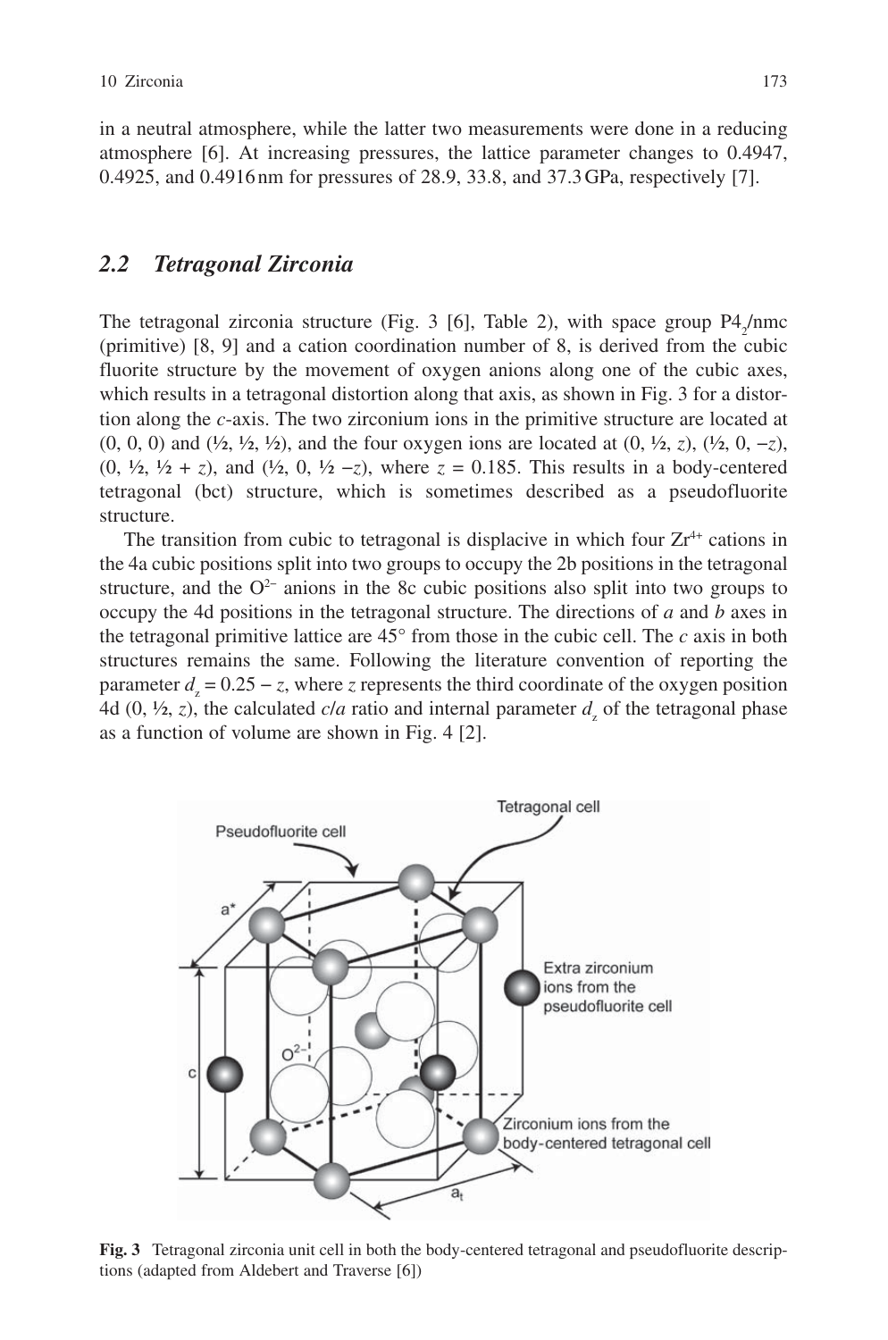in a neutral atmosphere, while the latter two measurements were done in a reducing atmosphere [6]. At increasing pressures, the lattice parameter changes to 0.4947, 0.4925, and 0.4916 nm for pressures of 28.9, 33.8, and 37.3 GPa, respectively [7].

## *2.2 Tetragonal Zirconia*

The tetragonal zirconia structure (Fig. 3 [6], Table 2), with space group $P4_2/nmc$ (primitive) [8, 9] and a cation coordination number of 8, is derived from the cubic fluorite structure by the movement of oxygen anions along one of the cubic axes, which results in a tetragonal distortion along that axis, as shown in Fig. 3 for a distortion along the *c*-axis. The two zirconium ions in the primitive structure are located at (0, 0, 0) and (½, ½, ½), and the four oxygen ions are located at (0, ½, *z*), (½, 0, −*z*), (0, ½, ½ + *z*), and (½, 0, ½ −*z*), where $z = 0.185$. This results in a body-centered tetragonal (bct) structure, which is sometimes described as a pseudofluorite structure.

The transition from cubic to tetragonal is displacive in which four $Zr^{4+}$ cations in the 4a cubic positions split into two groups to occupy the 2b positions in the tetragonal structure, and the $O^{2-}$ anions in the 8c cubic positions also split into two groups to occupy the 4d positions in the tetragonal structure. The directions of *a* and *b* axes in the tetragonal primitive lattice are 45° from those in the cubic cell. The *c* axis in both structures remains the same. Following the literature convention of reporting the parameter $d_z = 0.25 - z$, where *z* represents the third coordinate of the oxygen position 4d (0, ½, *z*), the calculated *c*/*a* ratio and internal parameter $d_z$ of the tetragonal phase as a function of volume are shown in Fig. 4 [2].

**Fig. 3** Tetragonal zirconia unit cell in both the body-centered tetragonal and pseudofluorite descriptions (adapted from Aldebert and Traverse [6])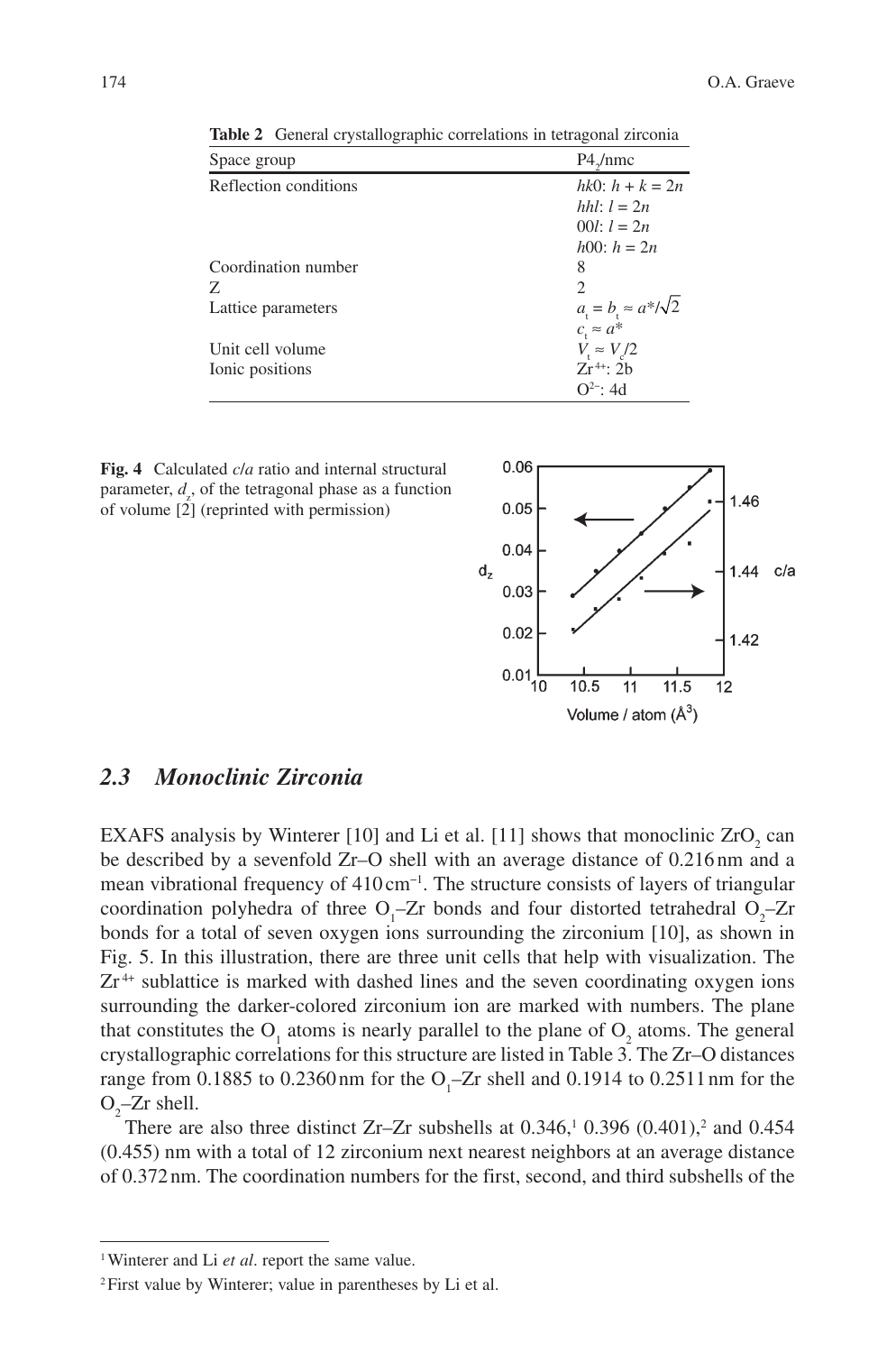**Table 2** General crystallographic correlations in tetragonal zirconia

| Space group | $P4_2/nmc$ |
|---|---|
| Reflection conditions | $hk0$: $h + k = 2n$ |
| | $hhl$: $l = 2n$ |
| | $00l$: $l = 2n$ |
| | $h00$: $h = 2n$ |
| Coordination number | 8 |
| Z | 2 |
| Lattice parameters | $a_t = b_t \approx a^*/\sqrt{2}$ |
| | $c_t \approx a^*$ |
| Unit cell volume | $V_t \approx V_c/2$ |
| Ionic positions | $Zr^{4+}$: 2b |
| | $O^{2-}$: 4d |

**Fig. 4** Calculated $c/a$ ratio and internal structural parameter, $d_z$, of the tetragonal phase as a function of volume [2] (reprinted with permission)

## 2.3 Monoclinic Zirconia

EXAFS analysis by Winterer [10] and Li et al. [11] shows that monoclinic $ZrO_2$ can be described by a sevenfold Zr–O shell with an average distance of 0.216 nm and a mean vibrational frequency of 410 cm$^{-1}$. The structure consists of layers of triangular coordination polyhedra of three $O_1$–Zr bonds and four distorted tetrahedral $O_2$–Zr bonds for a total of seven oxygen ions surrounding the zirconium [10], as shown in Fig. 5. In this illustration, there are three unit cells that help with visualization. The $Zr^{4+}$ sublattice is marked with dashed lines and the seven coordinating oxygen ions surrounding the darker-colored zirconium ion are marked with numbers. The plane that constitutes the $O_1$ atoms is nearly parallel to the plane of $O_2$ atoms. The general crystallographic correlations for this structure are listed in Table 3. The Zr–O distances range from 0.1885 to 0.2360 nm for the $O_1$–Zr shell and 0.1914 to 0.2511 nm for the $O_2$–Zr shell.

There are also three distinct Zr–Zr subshells at 0.346,[1] 0.396 (0.401),[2] and 0.454 (0.455) nm with a total of 12 zirconium next nearest neighbors at an average distance of 0.372 nm. The coordination numbers for the first, second, and third subshells of the

[1] Winterer and Li *et al*. report the same value.

[2] First value by Winterer; value in parentheses by Li et al.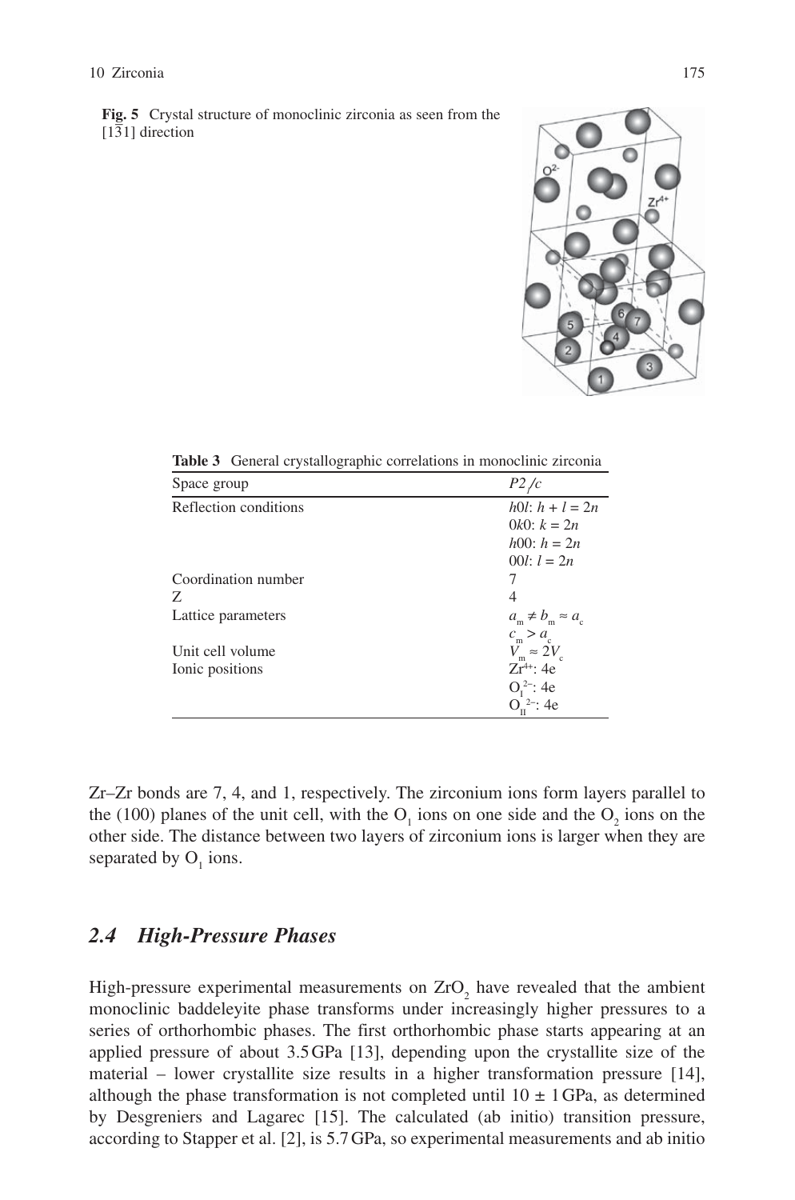**Fig. 5** Crystal structure of monoclinic zirconia as seen from the [1$\bar{3}$1] direction

**Table 3** General crystallographic correlations in monoclinic zirconia

| Space group | $P2_1/c$ |
|---|---|
| Reflection conditions | $h0l$: $h + l = 2n$ |
| | $0k0$: $k = 2n$ |
| | $h00$: $h = 2n$ |
| | $00l$: $l = 2n$ |
| Coordination number | 7 |
| Z | 4 |
| Lattice parameters | $a_m \neq b_m \approx a_c$ |
| | $c_m > a_c$ |
| Unit cell volume | $V_m \approx 2V_c$ |
| Ionic positions | $Zr^{4+}$: 4e |
| | $O_I^{2-}$: 4e |
| | $O_{II}^{2-}$: 4e |

Zr–Zr bonds are 7, 4, and 1, respectively. The zirconium ions form layers parallel to the (100) planes of the unit cell, with the $O_1$ ions on one side and the $O_2$ ions on the other side. The distance between two layers of zirconium ions is larger when they are separated by $O_1$ ions.

### 2.4 High-Pressure Phases

High-pressure experimental measurements on $ZrO_2$ have revealed that the ambient monoclinic baddeleyite phase transforms under increasingly higher pressures to a series of orthorhombic phases. The first orthorhombic phase starts appearing at an applied pressure of about 3.5 GPa [13], depending upon the crystallite size of the material – lower crystallite size results in a higher transformation pressure [14], although the phase transformation is not completed until 10 ± 1 GPa, as determined by Desgreniers and Lagarec [15]. The calculated (ab initio) transition pressure, according to Stapper et al. [2], is 5.7 GPa, so experimental measurements and ab initio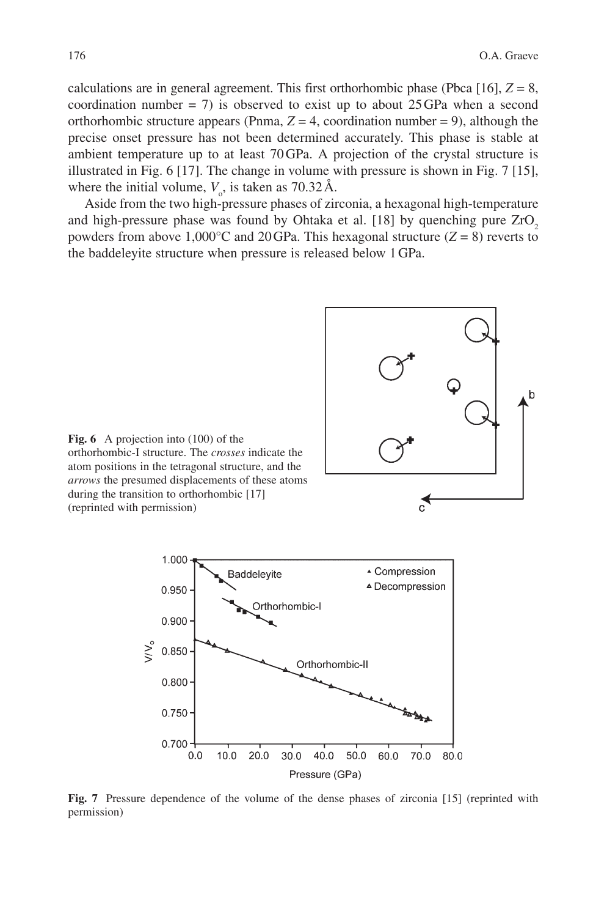calculations are in general agreement. This first orthorhombic phase (Pbca [16], $Z = 8$, coordination number = 7) is observed to exist up to about 25 GPa when a second orthorhombic structure appears (Pnma, $Z = 4$, coordination number = 9), although the precise onset pressure has not been determined accurately. This phase is stable at ambient temperature up to at least 70 GPa. A projection of the crystal structure is illustrated in Fig. 6 [17]. The change in volume with pressure is shown in Fig. 7 [15], where the initial volume, $V_o$, is taken as 70.32 Å.

Aside from the two high-pressure phases of zirconia, a hexagonal high-temperature and high-pressure phase was found by Ohtaka et al. [18] by quenching pure $ZrO_2$ powders from above 1,000°C and 20 GPa. This hexagonal structure ($Z = 8$) reverts to the baddeleyite structure when pressure is released below 1 GPa.

**Fig. 6** A projection into (100) of the orthorhombic-I structure. The *crosses* indicate the atom positions in the tetragonal structure, and the *arrows* the presumed displacements of these atoms during the transition to orthorhombic [17] (reprinted with permission)

**Fig. 7** Pressure dependence of the volume of the dense phases of zirconia [15] (reprinted with permission)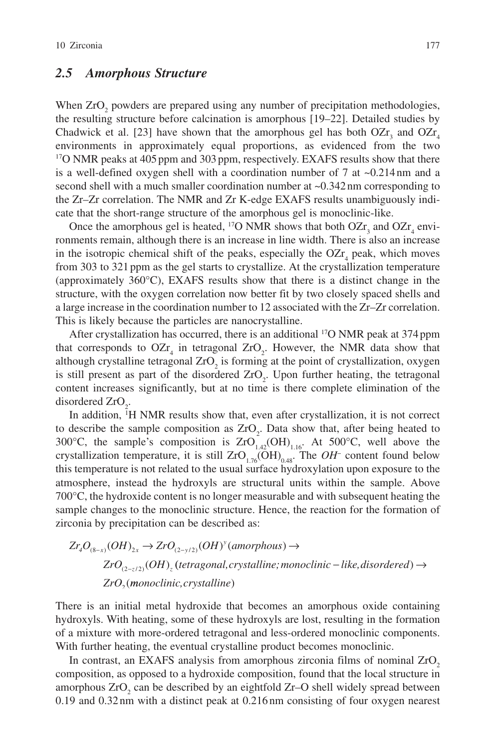### 2.5 Amorphous Structure

When $ZrO_2$ powders are prepared using any number of precipitation methodologies, the resulting structure before calcination is amorphous [19–22]. Detailed studies by Chadwick et al. [23] have shown that the amorphous gel has both $OZr_3$ and $OZr_4$ environments in approximately equal proportions, as evidenced from the two $^{17}O$ NMR peaks at 405 ppm and 303 ppm, respectively. EXAFS results show that there is a well-defined oxygen shell with a coordination number of 7 at ~0.214 nm and a second shell with a much smaller coordination number at ~0.342 nm corresponding to the Zr–Zr correlation. The NMR and Zr K-edge EXAFS results unambiguously indicate that the short-range structure of the amorphous gel is monoclinic-like.

Once the amorphous gel is heated, $^{17}O$ NMR shows that both $OZr_3$ and $OZr_4$ environments remain, although there is an increase in line width. There is also an increase in the isotropic chemical shift of the peaks, especially the $OZr_4$ peak, which moves from 303 to 321 ppm as the gel starts to crystallize. At the crystallization temperature (approximately 360°C), EXAFS results show that there is a distinct change in the structure, with the oxygen correlation now better fit by two closely spaced shells and a large increase in the coordination number to 12 associated with the Zr–Zr correlation. This is likely because the particles are nanocrystalline.

After crystallization has occurred, there is an additional $^{17}O$ NMR peak at 374 ppm that corresponds to $OZr_4$ in tetragonal $ZrO_2$. However, the NMR data show that although crystalline tetragonal $ZrO_2$ is forming at the point of crystallization, oxygen is still present as part of the disordered $ZrO_2$. Upon further heating, the tetragonal content increases significantly, but at no time is there complete elimination of the disordered $ZrO_2$.

In addition, $^1H$ NMR results show that, even after crystallization, it is not correct to describe the sample composition as $ZrO_2$. Data show that, after being heated to 300°C, the sample's composition is $ZrO_{1.42}(OH)_{1.16}$. At 500°C, well above the crystallization temperature, it is still $ZrO_{1.76}(OH)_{0.48}$. The $OH^-$ content found below this temperature is not related to the usual surface hydroxylation upon exposure to the atmosphere, instead the hydroxyls are structural units within the sample. Above 700°C, the hydroxide content is no longer measurable and with subsequent heating the sample changes to the monoclinic structure. Hence, the reaction for the formation of zirconia by precipitation can be described as:

$$
\begin{aligned}
&Zr_4O_{(8-x)}(OH)_{2x} \rightarrow ZrO_{(2-y/2)}(OH)^y(amorphous) \rightarrow \\
&\quad ZrO_{(2-z/2)}(OH)_z\,(tetragonal, crystalline; monoclinic-like, disordered) \rightarrow \\
&\quad ZrO_2(\mathbf{monoclinic}, crystalline)
\end{aligned}
$$

There is an initial metal hydroxide that becomes an amorphous oxide containing hydroxyls. With heating, some of these hydroxyls are lost, resulting in the formation of a mixture with more-ordered tetragonal and less-ordered monoclinic components. With further heating, the eventual crystalline product becomes monoclinic.

In contrast, an EXAFS analysis from amorphous zirconia films of nominal $ZrO_2$ composition, as opposed to a hydroxide composition, found that the local structure in amorphous $ZrO_2$ can be described by an eightfold Zr–O shell widely spread between 0.19 and 0.32 nm with a distinct peak at 0.216 nm consisting of four oxygen nearest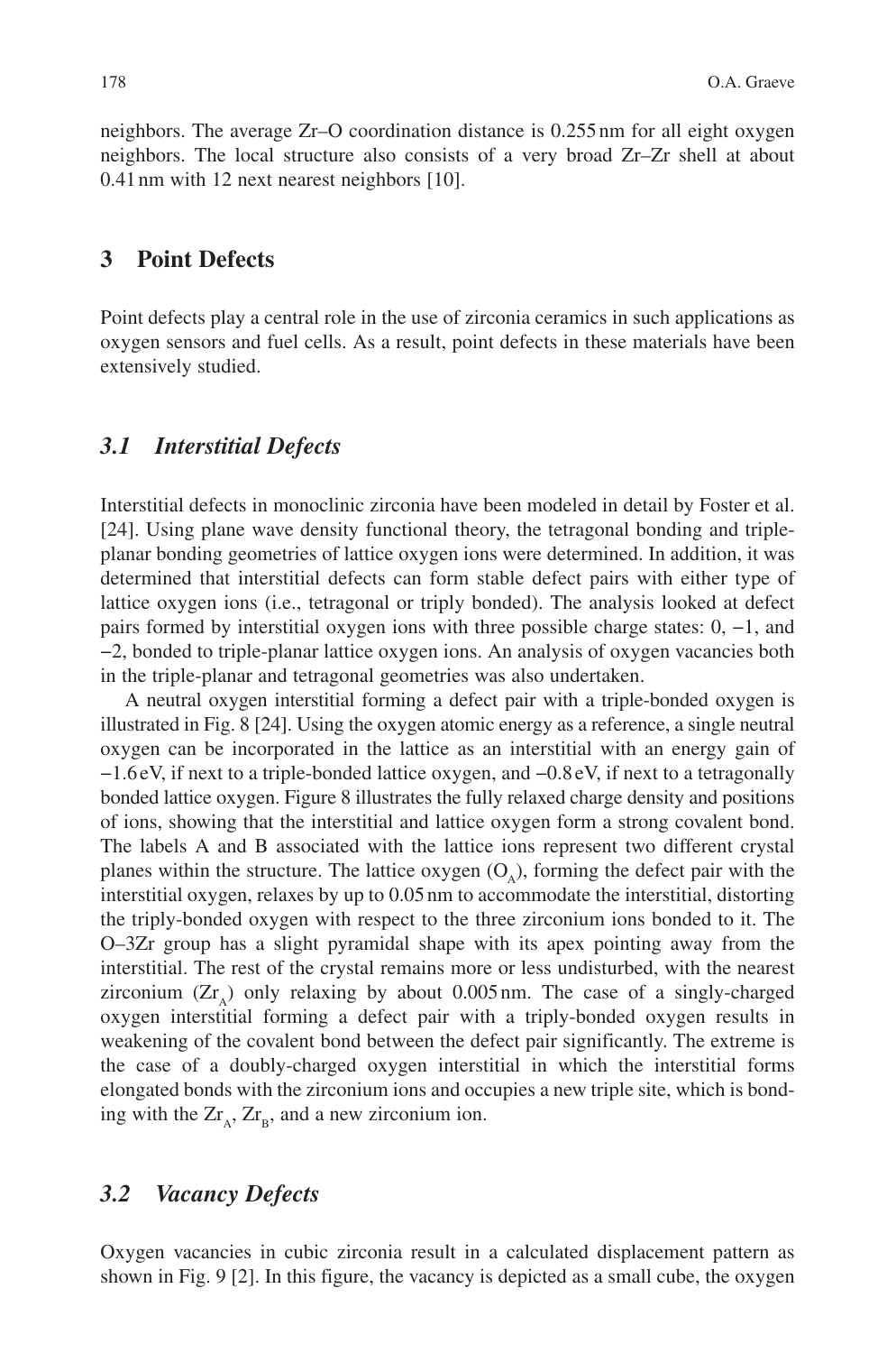neighbors. The average Zr–O coordination distance is 0.255 nm for all eight oxygen neighbors. The local structure also consists of a very broad Zr–Zr shell at about 0.41 nm with 12 next nearest neighbors [10].

## 3 Point Defects

Point defects play a central role in the use of zirconia ceramics in such applications as oxygen sensors and fuel cells. As a result, point defects in these materials have been extensively studied.

### *3.1 Interstitial Defects*

Interstitial defects in monoclinic zirconia have been modeled in detail by Foster et al. [24]. Using plane wave density functional theory, the tetragonal bonding and triple-planar bonding geometries of lattice oxygen ions were determined. In addition, it was determined that interstitial defects can form stable defect pairs with either type of lattice oxygen ions (i.e., tetragonal or triply bonded). The analysis looked at defect pairs formed by interstitial oxygen ions with three possible charge states: 0, −1, and −2, bonded to triple-planar lattice oxygen ions. An analysis of oxygen vacancies both in the triple-planar and tetragonal geometries was also undertaken.

A neutral oxygen interstitial forming a defect pair with a triple-bonded oxygen is illustrated in Fig. 8 [24]. Using the oxygen atomic energy as a reference, a single neutral oxygen can be incorporated in the lattice as an interstitial with an energy gain of −1.6 eV, if next to a triple-bonded lattice oxygen, and −0.8 eV, if next to a tetragonally bonded lattice oxygen. Figure 8 illustrates the fully relaxed charge density and positions of ions, showing that the interstitial and lattice oxygen form a strong covalent bond. The labels A and B associated with the lattice ions represent two different crystal planes within the structure. The lattice oxygen ($O_A$), forming the defect pair with the interstitial oxygen, relaxes by up to 0.05 nm to accommodate the interstitial, distorting the triply-bonded oxygen with respect to the three zirconium ions bonded to it. The O–3Zr group has a slight pyramidal shape with its apex pointing away from the interstitial. The rest of the crystal remains more or less undisturbed, with the nearest zirconium ($Zr_A$) only relaxing by about 0.005 nm. The case of a singly-charged oxygen interstitial forming a defect pair with a triply-bonded oxygen results in weakening of the covalent bond between the defect pair significantly. The extreme is the case of a doubly-charged oxygen interstitial in which the interstitial forms elongated bonds with the zirconium ions and occupies a new triple site, which is bonding with the $Zr_A$, $Zr_B$, and a new zirconium ion.

### *3.2 Vacancy Defects*

Oxygen vacancies in cubic zirconia result in a calculated displacement pattern as shown in Fig. 9 [2]. In this figure, the vacancy is depicted as a small cube, the oxygen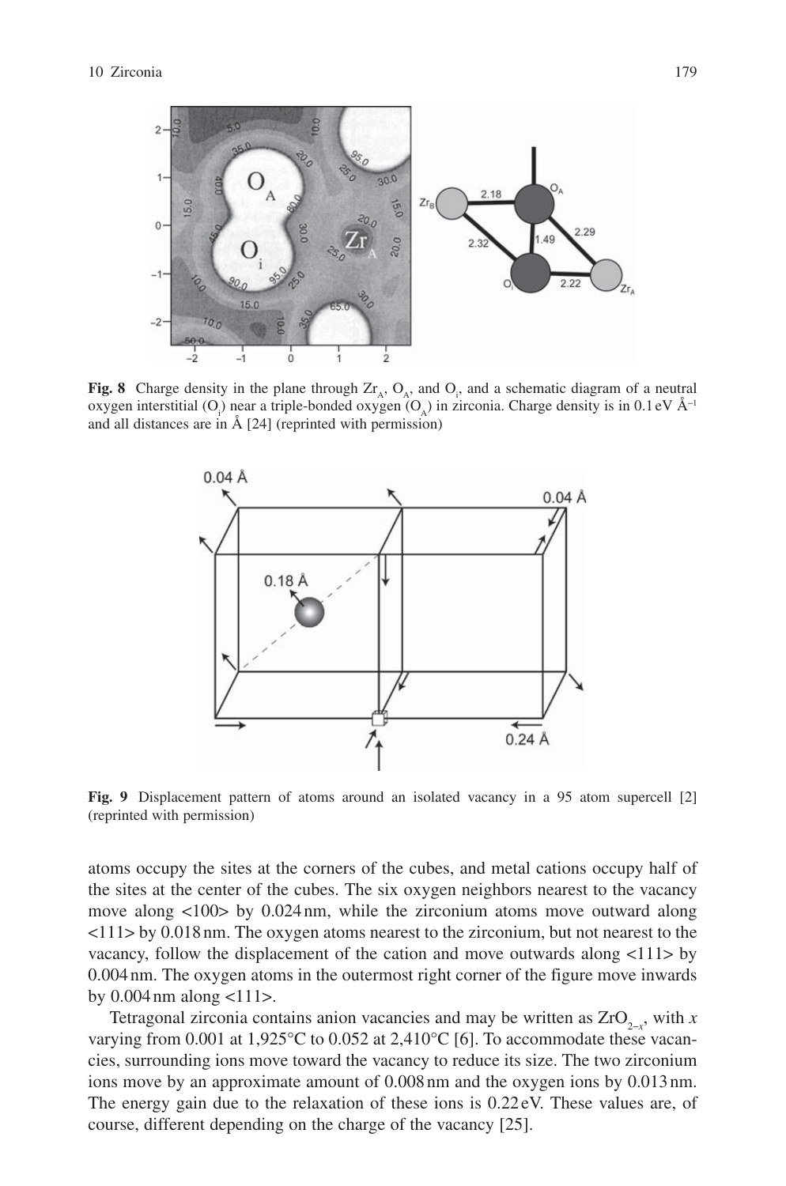**Fig. 8** Charge density in the plane through $Zr_A$, $O_A$, and $O_i$, and a schematic diagram of a neutral oxygen interstitial ($O_i$) near a triple-bonded oxygen ($O_A$) in zirconia. Charge density is in 0.1 eV Å$^{-1}$ and all distances are in Å [24] (reprinted with permission)

**Fig. 9** Displacement pattern of atoms around an isolated vacancy in a 95 atom supercell [2] (reprinted with permission)

atoms occupy the sites at the corners of the cubes, and metal cations occupy half of the sites at the center of the cubes. The six oxygen neighbors nearest to the vacancy move along <100> by 0.024 nm, while the zirconium atoms move outward along <111> by 0.018 nm. The oxygen atoms nearest to the zirconium, but not nearest to the vacancy, follow the displacement of the cation and move outwards along <111> by 0.004 nm. The oxygen atoms in the outermost right corner of the figure move inwards by 0.004 nm along <111>.

Tetragonal zirconia contains anion vacancies and may be written as $ZrO_{2-x}$, with $x$ varying from 0.001 at 1,925°C to 0.052 at 2,410°C [6]. To accommodate these vacancies, surrounding ions move toward the vacancy to reduce its size. The two zirconium ions move by an approximate amount of 0.008 nm and the oxygen ions by 0.013 nm. The energy gain due to the relaxation of these ions is 0.22 eV. These values are, of course, different depending on the charge of the vacancy [25].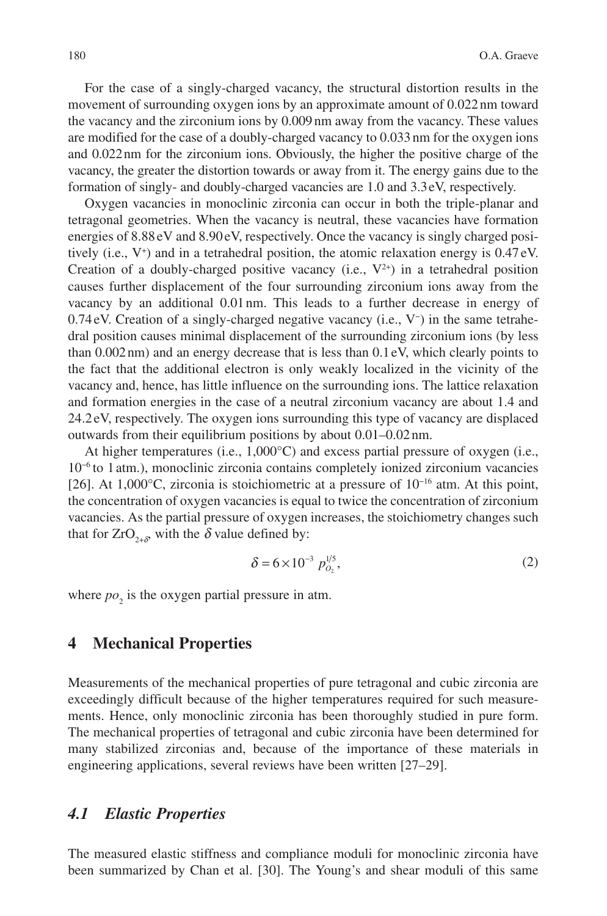For the case of a singly-charged vacancy, the structural distortion results in the movement of surrounding oxygen ions by an approximate amount of 0.022 nm toward the vacancy and the zirconium ions by 0.009 nm away from the vacancy. These values are modified for the case of a doubly-charged vacancy to 0.033 nm for the oxygen ions and 0.022 nm for the zirconium ions. Obviously, the higher the positive charge of the vacancy, the greater the distortion towards or away from it. The energy gains due to the formation of singly- and doubly-charged vacancies are 1.0 and 3.3 eV, respectively.

Oxygen vacancies in monoclinic zirconia can occur in both the triple-planar and tetragonal geometries. When the vacancy is neutral, these vacancies have formation energies of 8.88 eV and 8.90 eV, respectively. Once the vacancy is singly charged positively (i.e., $V^{+}$) and in a tetrahedral position, the atomic relaxation energy is 0.47 eV. Creation of a doubly-charged positive vacancy (i.e., $V^{2+}$) in a tetrahedral position causes further displacement of the four surrounding zirconium ions away from the vacancy by an additional 0.01 nm. This leads to a further decrease in energy of 0.74 eV. Creation of a singly-charged negative vacancy (i.e., $V^{-}$) in the same tetrahedral position causes minimal displacement of the surrounding zirconium ions (by less than 0.002 nm) and an energy decrease that is less than 0.1 eV, which clearly points to the fact that the additional electron is only weakly localized in the vicinity of the vacancy and, hence, has little influence on the surrounding ions. The lattice relaxation and formation energies in the case of a neutral zirconium vacancy are about 1.4 and 24.2 eV, respectively. The oxygen ions surrounding this type of vacancy are displaced outwards from their equilibrium positions by about 0.01–0.02 nm.

At higher temperatures (i.e., 1,000°C) and excess partial pressure of oxygen (i.e., $10^{-6}$ to 1 atm.), monoclinic zirconia contains completely ionized zirconium vacancies [26]. At 1,000°C, zirconia is stoichiometric at a pressure of $10^{-16}$ atm. At this point, the concentration of oxygen vacancies is equal to twice the concentration of zirconium vacancies. As the partial pressure of oxygen increases, the stoichiometry changes such that for $ZrO_{2+\delta}$, with the $\delta$ value defined by:

$$\delta = 6\times10^{-3}\ p_{O_2}^{1/5}, \tag{2}$$

where $po_2$ is the oxygen partial pressure in atm.

## 4 Mechanical Properties

Measurements of the mechanical properties of pure tetragonal and cubic zirconia are exceedingly difficult because of the higher temperatures required for such measurements. Hence, only monoclinic zirconia has been thoroughly studied in pure form. The mechanical properties of tetragonal and cubic zirconia have been determined for many stabilized zirconias and, because of the importance of these materials in engineering applications, several reviews have been written [27–29].

### *4.1 Elastic Properties*

The measured elastic stiffness and compliance moduli for monoclinic zirconia have been summarized by Chan et al. [30]. The Young's and shear moduli of this same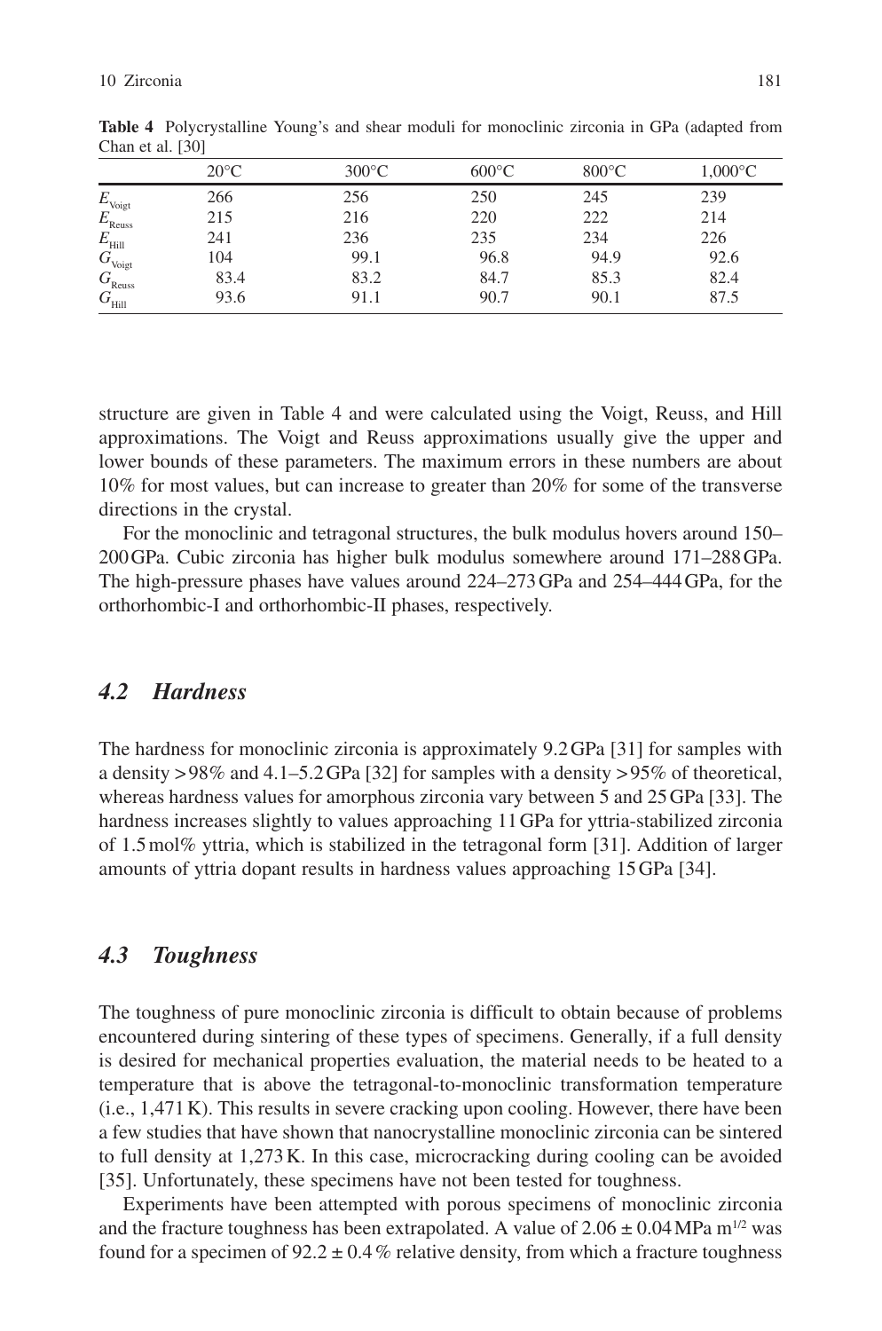**Table 4** Polycrystalline Young's and shear moduli for monoclinic zirconia in GPa (adapted from Chan et al. [30]

| | 20°C | 300°C | 600°C | 800°C | 1,000°C |
|---|---|---|---|---|---|
| $E_{\text{Voigt}}$ | 266 | 256 | 250 | 245 | 239 |
| $E_{\text{Reuss}}$ | 215 | 216 | 220 | 222 | 214 |
| $E_{\text{Hill}}$ | 241 | 236 | 235 | 234 | 226 |
| $G_{\text{Voigt}}$ | 104 | 99.1 | 96.8 | 94.9 | 92.6 |
| $G_{\text{Reuss}}$ | 83.4 | 83.2 | 84.7 | 85.3 | 82.4 |
| $G_{\text{Hill}}$ | 93.6 | 91.1 | 90.7 | 90.1 | 87.5 |

structure are given in Table 4 and were calculated using the Voigt, Reuss, and Hill approximations. The Voigt and Reuss approximations usually give the upper and lower bounds of these parameters. The maximum errors in these numbers are about 10% for most values, but can increase to greater than 20% for some of the transverse directions in the crystal.

For the monoclinic and tetragonal structures, the bulk modulus hovers around 150–200 GPa. Cubic zirconia has higher bulk modulus somewhere around 171–288 GPa. The high-pressure phases have values around 224–273 GPa and 254–444 GPa, for the orthorhombic-I and orthorhombic-II phases, respectively.

### *4.2 Hardness*

The hardness for monoclinic zirconia is approximately 9.2 GPa [31] for samples with a density >98% and 4.1–5.2 GPa [32] for samples with a density >95% of theoretical, whereas hardness values for amorphous zirconia vary between 5 and 25 GPa [33]. The hardness increases slightly to values approaching 11 GPa for yttria-stabilized zirconia of 1.5 mol% yttria, which is stabilized in the tetragonal form [31]. Addition of larger amounts of yttria dopant results in hardness values approaching 15 GPa [34].

### *4.3 Toughness*

The toughness of pure monoclinic zirconia is difficult to obtain because of problems encountered during sintering of these types of specimens. Generally, if a full density is desired for mechanical properties evaluation, the material needs to be heated to a temperature that is above the tetragonal-to-monoclinic transformation temperature (i.e., 1,471 K). This results in severe cracking upon cooling. However, there have been a few studies that have shown that nanocrystalline monoclinic zirconia can be sintered to full density at 1,273 K. In this case, microcracking during cooling can be avoided [35]. Unfortunately, these specimens have not been tested for toughness.

Experiments have been attempted with porous specimens of monoclinic zirconia and the fracture toughness has been extrapolated. A value of $2.06 \pm 0.04\,\text{MPa m}^{1/2}$ was found for a specimen of $92.2 \pm 0.4\,\%$ relative density, from which a fracture toughness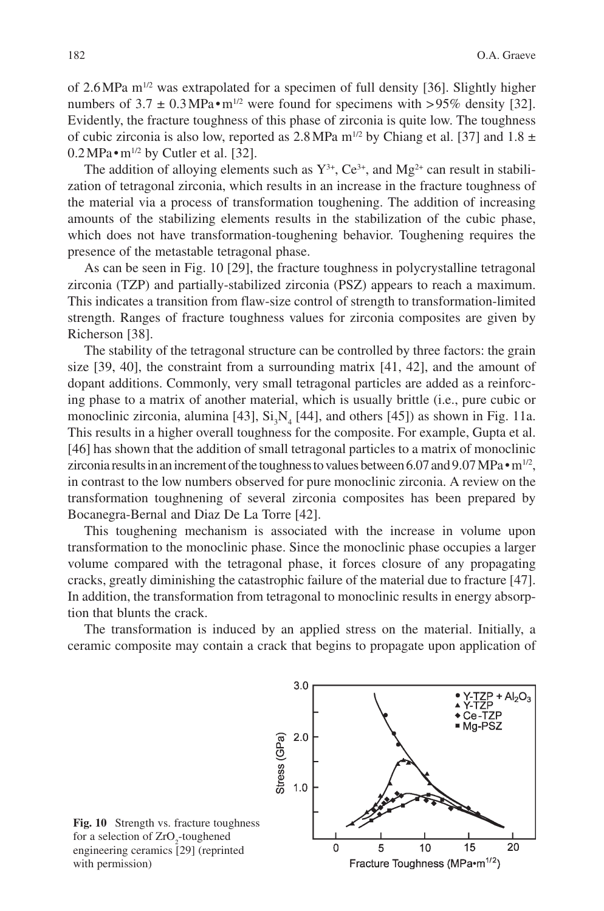of 2.6 MPa $m^{1/2}$ was extrapolated for a specimen of full density [36]. Slightly higher numbers of $3.7 \pm 0.3$ MPa•$m^{1/2}$ were found for specimens with >95% density [32]. Evidently, the fracture toughness of this phase of zirconia is quite low. The toughness of cubic zirconia is also low, reported as 2.8 MPa $m^{1/2}$ by Chiang et al. [37] and $1.8 \pm 0.2$ MPa•$m^{1/2}$ by Cutler et al. [32].

The addition of alloying elements such as $Y^{3+}$, $Ce^{3+}$, and $Mg^{2+}$ can result in stabilization of tetragonal zirconia, which results in an increase in the fracture toughness of the material via a process of transformation toughening. The addition of increasing amounts of the stabilizing elements results in the stabilization of the cubic phase, which does not have transformation-toughening behavior. Toughening requires the presence of the metastable tetragonal phase.

As can be seen in Fig. 10 [29], the fracture toughness in polycrystalline tetragonal zirconia (TZP) and partially-stabilized zirconia (PSZ) appears to reach a maximum. This indicates a transition from flaw-size control of strength to transformation-limited strength. Ranges of fracture toughness values for zirconia composites are given by Richerson [38].

The stability of the tetragonal structure can be controlled by three factors: the grain size [39, 40], the constraint from a surrounding matrix [41, 42], and the amount of dopant additions. Commonly, very small tetragonal particles are added as a reinforcing phase to a matrix of another material, which is usually brittle (i.e., pure cubic or monoclinic zirconia, alumina [43], $Si_3N_4$ [44], and others [45]) as shown in Fig. 11a. This results in a higher overall toughness for the composite. For example, Gupta et al. [46] has shown that the addition of small tetragonal particles to a matrix of monoclinic zirconia results in an increment of the toughness to values between 6.07 and 9.07 MPa•$m^{1/2}$, in contrast to the low numbers observed for pure monoclinic zirconia. A review on the transformation toughnening of several zirconia composites has been prepared by Bocanegra-Bernal and Diaz De La Torre [42].

This toughening mechanism is associated with the increase in volume upon transformation to the monoclinic phase. Since the monoclinic phase occupies a larger volume compared with the tetragonal phase, it forces closure of any propagating cracks, greatly diminishing the catastrophic failure of the material due to fracture [47]. In addition, the transformation from tetragonal to monoclinic results in energy absorption that blunts the crack.

The transformation is induced by an applied stress on the material. Initially, a ceramic composite may contain a crack that begins to propagate upon application of

**Fig. 10** Strength vs. fracture toughness for a selection of $ZrO_2$-toughened engineering ceramics [29] (reprinted with permission)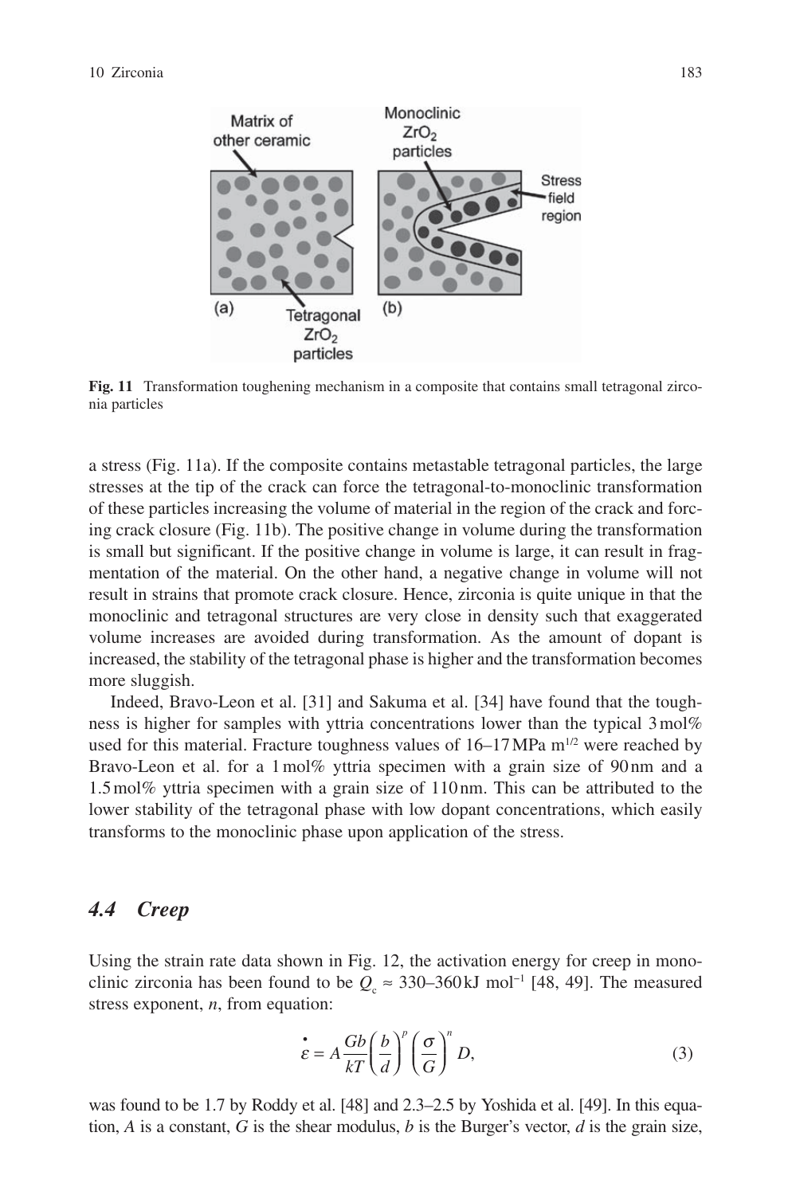**Fig. 11** Transformation toughening mechanism in a composite that contains small tetragonal zirconia particles

a stress (Fig. 11a). If the composite contains metastable tetragonal particles, the large stresses at the tip of the crack can force the tetragonal-to-monoclinic transformation of these particles increasing the volume of material in the region of the crack and forcing crack closure (Fig. 11b). The positive change in volume during the transformation is small but significant. If the positive change in volume is large, it can result in fragmentation of the material. On the other hand, a negative change in volume will not result in strains that promote crack closure. Hence, zirconia is quite unique in that the monoclinic and tetragonal structures are very close in density such that exaggerated volume increases are avoided during transformation. As the amount of dopant is increased, the stability of the tetragonal phase is higher and the transformation becomes more sluggish.

Indeed, Bravo-Leon et al. [31] and Sakuma et al. [34] have found that the toughness is higher for samples with yttria concentrations lower than the typical 3 mol% used for this material. Fracture toughness values of 16–17 MPa $m^{1/2}$ were reached by Bravo-Leon et al. for a 1 mol% yttria specimen with a grain size of 90 nm and a 1.5 mol% yttria specimen with a grain size of 110 nm. This can be attributed to the lower stability of the tetragonal phase with low dopant concentrations, which easily transforms to the monoclinic phase upon application of the stress.

### *4.4 Creep*

Using the strain rate data shown in Fig. 12, the activation energy for creep in monoclinic zirconia has been found to be $Q_c \approx 330$–$360\,\text{kJ mol}^{-1}$ [48, 49]. The measured stress exponent, $n$, from equation:

$$\dot{\varepsilon} = A\frac{Gb}{kT}\left(\frac{b}{d}\right)^{p}\left(\frac{\sigma}{G}\right)^{n} D, \tag{3}$$

was found to be 1.7 by Roddy et al. [48] and 2.3–2.5 by Yoshida et al. [49]. In this equation, $A$ is a constant, $G$ is the shear modulus, $b$ is the Burger's vector, $d$ is the grain size,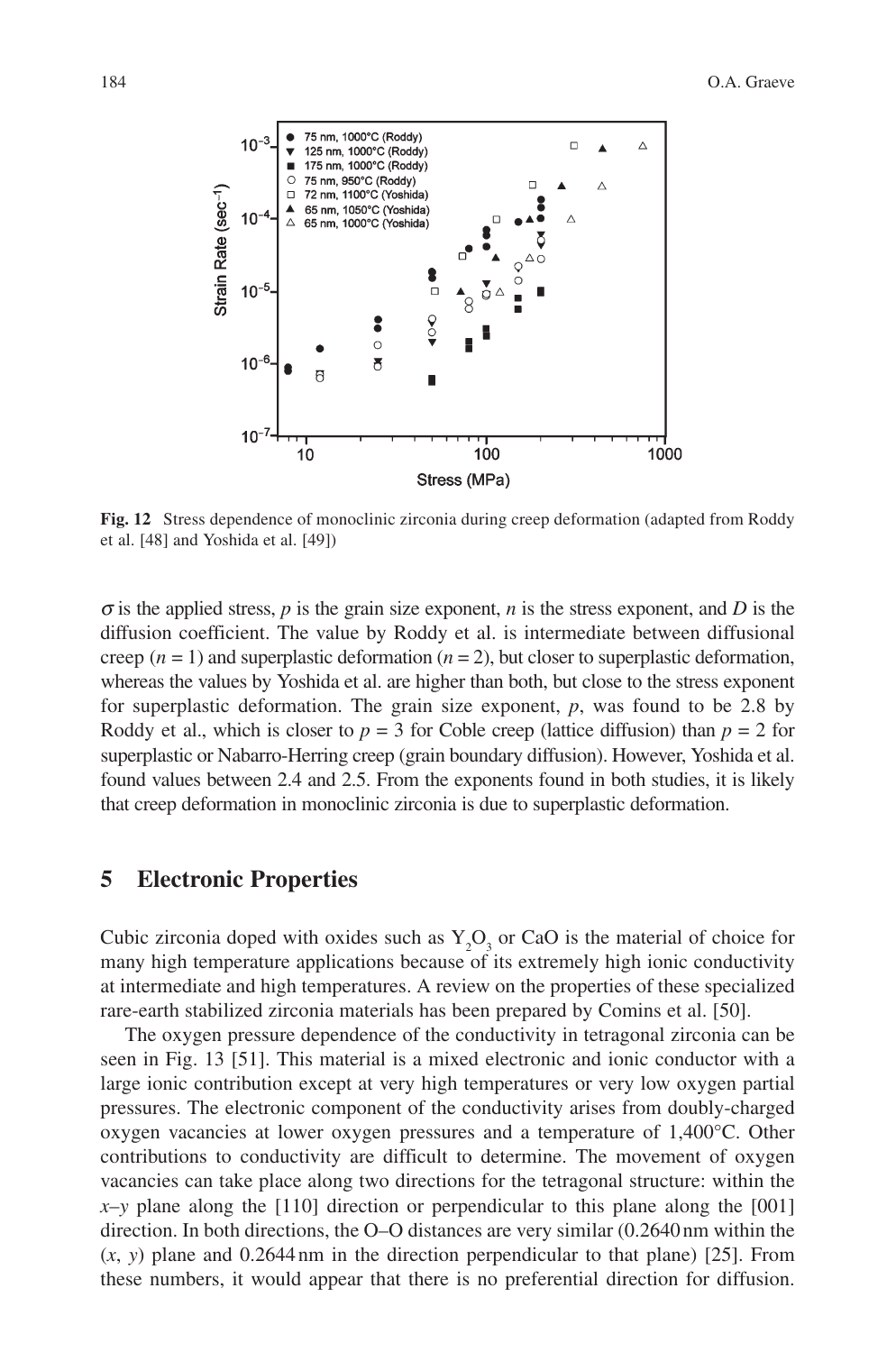**Fig. 12** Stress dependence of monoclinic zirconia during creep deformation (adapted from Roddy et al. [48] and Yoshida et al. [49])

$\sigma$ is the applied stress, $p$ is the grain size exponent, $n$ is the stress exponent, and $D$ is the diffusion coefficient. The value by Roddy et al. is intermediate between diffusional creep ($n = 1$) and superplastic deformation ($n = 2$), but closer to superplastic deformation, whereas the values by Yoshida et al. are higher than both, but close to the stress exponent for superplastic deformation. The grain size exponent, $p$, was found to be 2.8 by Roddy et al., which is closer to $p = 3$ for Coble creep (lattice diffusion) than $p = 2$ for superplastic or Nabarro-Herring creep (grain boundary diffusion). However, Yoshida et al. found values between 2.4 and 2.5. From the exponents found in both studies, it is likely that creep deformation in monoclinic zirconia is due to superplastic deformation.

## 5 Electronic Properties

Cubic zirconia doped with oxides such as $Y_2O_3$ or CaO is the material of choice for many high temperature applications because of its extremely high ionic conductivity at intermediate and high temperatures. A review on the properties of these specialized rare-earth stabilized zirconia materials has been prepared by Comins et al. [50].

The oxygen pressure dependence of the conductivity in tetragonal zirconia can be seen in Fig. 13 [51]. This material is a mixed electronic and ionic conductor with a large ionic contribution except at very high temperatures or very low oxygen partial pressures. The electronic component of the conductivity arises from doubly-charged oxygen vacancies at lower oxygen pressures and a temperature of 1,400°C. Other contributions to conductivity are difficult to determine. The movement of oxygen vacancies can take place along two directions for the tetragonal structure: within the $x$–$y$ plane along the [110] direction or perpendicular to this plane along the [001] direction. In both directions, the O–O distances are very similar (0.2640 nm within the ($x$, $y$) plane and 0.2644 nm in the direction perpendicular to that plane) [25]. From these numbers, it would appear that there is no preferential direction for diffusion.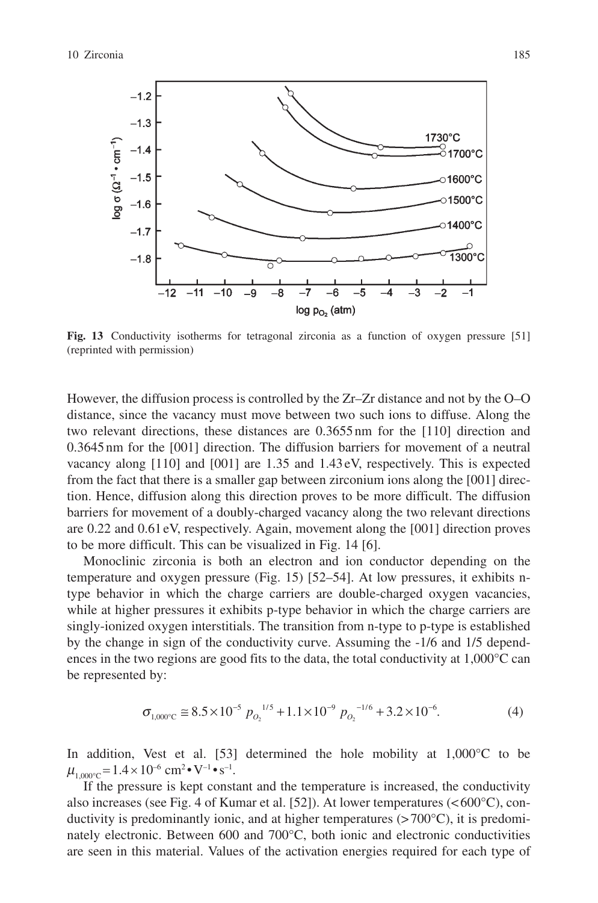**Fig. 13** Conductivity isotherms for tetragonal zirconia as a function of oxygen pressure [51] (reprinted with permission)

However, the diffusion process is controlled by the Zr–Zr distance and not by the O–O distance, since the vacancy must move between two such ions to diffuse. Along the two relevant directions, these distances are 0.3655 nm for the [110] direction and 0.3645 nm for the [001] direction. The diffusion barriers for movement of a neutral vacancy along [110] and [001] are 1.35 and 1.43 eV, respectively. This is expected from the fact that there is a smaller gap between zirconium ions along the [001] direction. Hence, diffusion along this direction proves to be more difficult. The diffusion barriers for movement of a doubly-charged vacancy along the two relevant directions are 0.22 and 0.61 eV, respectively. Again, movement along the [001] direction proves to be more difficult. This can be visualized in Fig. 14 [6].

Monoclinic zirconia is both an electron and ion conductor depending on the temperature and oxygen pressure (Fig. 15) [52–54]. At low pressures, it exhibits n-type behavior in which the charge carriers are double-charged oxygen vacancies, while at higher pressures it exhibits p-type behavior in which the charge carriers are singly-ionized oxygen interstitials. The transition from n-type to p-type is established by the change in sign of the conductivity curve. Assuming the -1/6 and 1/5 dependences in the two regions are good fits to the data, the total conductivity at 1,000°C can be represented by:

$$\sigma_{1{,}000^\circ\mathrm{C}} \cong 8.5\times10^{-5}\ p_{O_2}{}^{1/5} + 1.1\times10^{-9}\ p_{O_2}{}^{-1/6} + 3.2\times10^{-6}. \qquad (4)$$

In addition, Vest et al. [53] determined the hole mobility at 1,000°C to be $\mu_{1{,}000^\circ\mathrm{C}} = 1.4\times10^{-6}\ \mathrm{cm^2 \bullet V^{-1} \bullet s^{-1}}$.

If the pressure is kept constant and the temperature is increased, the conductivity also increases (see Fig. 4 of Kumar et al. [52]). At lower temperatures (<600°C), conductivity is predominantly ionic, and at higher temperatures (>700°C), it is predominately electronic. Between 600 and 700°C, both ionic and electronic conductivities are seen in this material. Values of the activation energies required for each type of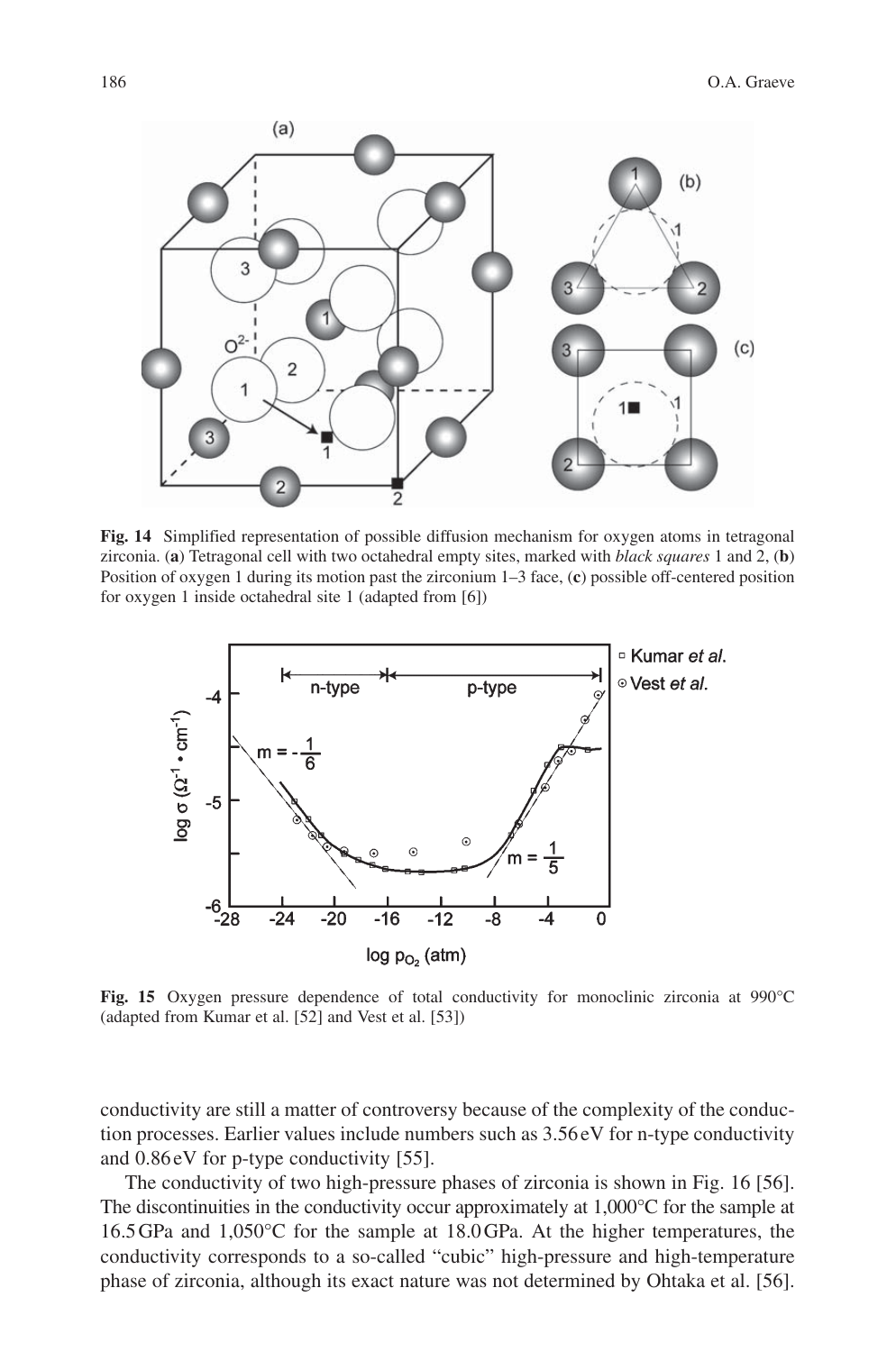**Fig. 14** Simplified representation of possible diffusion mechanism for oxygen atoms in tetragonal zirconia. (**a**) Tetragonal cell with two octahedral empty sites, marked with *black squares* 1 and 2, (**b**) Position of oxygen 1 during its motion past the zirconium 1–3 face, (**c**) possible off-centered position for oxygen 1 inside octahedral site 1 (adapted from [6])

**Fig. 15** Oxygen pressure dependence of total conductivity for monoclinic zirconia at 990°C (adapted from Kumar et al. [52] and Vest et al. [53])

conductivity are still a matter of controversy because of the complexity of the conduction processes. Earlier values include numbers such as 3.56 eV for n-type conductivity and 0.86 eV for p-type conductivity [55].

The conductivity of two high-pressure phases of zirconia is shown in Fig. 16 [56]. The discontinuities in the conductivity occur approximately at 1,000°C for the sample at 16.5 GPa and 1,050°C for the sample at 18.0 GPa. At the higher temperatures, the conductivity corresponds to a so-called "cubic" high-pressure and high-temperature phase of zirconia, although its exact nature was not determined by Ohtaka et al. [56].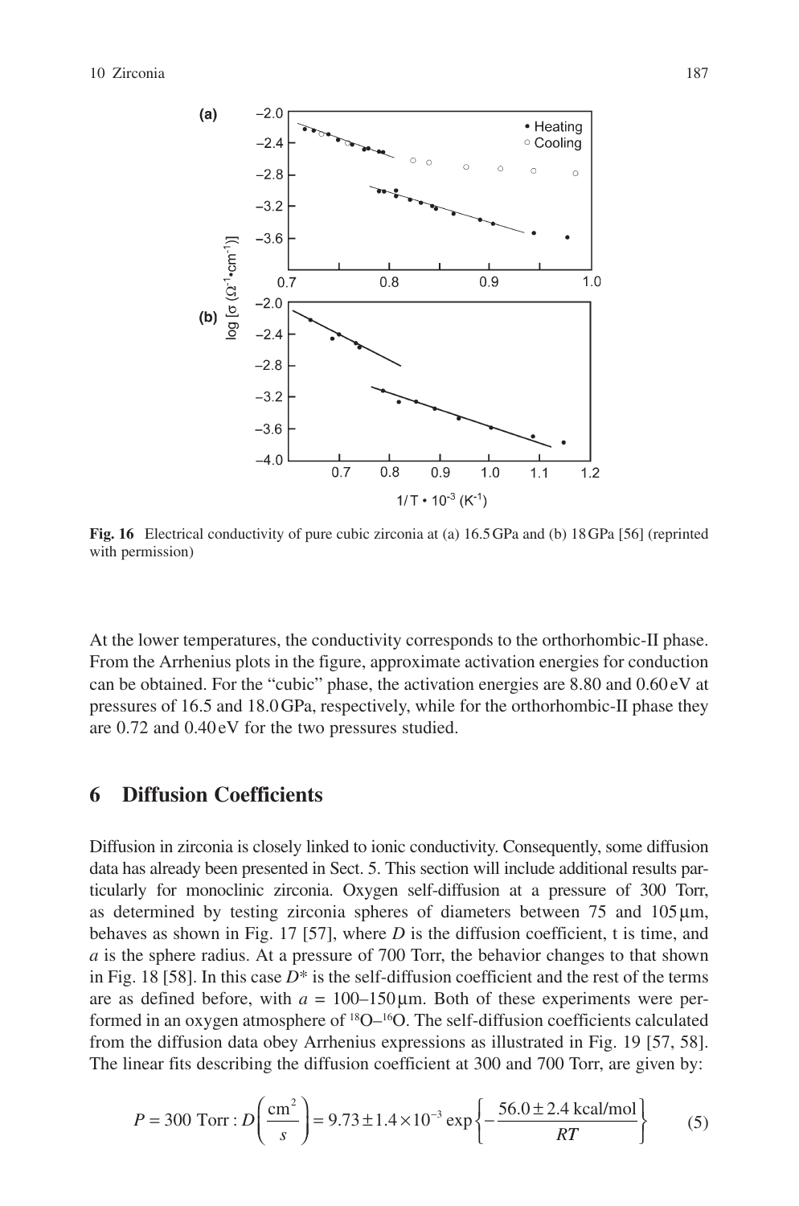Fig. 16 Electrical conductivity of pure cubic zirconia at (a) 16.5 GPa and (b) 18 GPa [56] (reprinted with permission)

At the lower temperatures, the conductivity corresponds to the orthorhombic-II phase. From the Arrhenius plots in the figure, approximate activation energies for conduction can be obtained. For the "cubic" phase, the activation energies are 8.80 and 0.60 eV at pressures of 16.5 and 18.0 GPa, respectively, while for the orthorhombic-II phase they are 0.72 and 0.40 eV for the two pressures studied.

## 6 Diffusion Coefficients

Diffusion in zirconia is closely linked to ionic conductivity. Consequently, some diffusion data has already been presented in Sect. 5. This section will include additional results particularly for monoclinic zirconia. Oxygen self-diffusion at a pressure of 300 Torr, as determined by testing zirconia spheres of diameters between 75 and 105 μm, behaves as shown in Fig. 17 [57], where *D* is the diffusion coefficient, t is time, and *a* is the sphere radius. At a pressure of 700 Torr, the behavior changes to that shown in Fig. 18 [58]. In this case $D^*$ is the self-diffusion coefficient and the rest of the terms are as defined before, with $a$ = 100–150 μm. Both of these experiments were performed in an oxygen atmosphere of $^{18}O$–$^{16}O$. The self-diffusion coefficients calculated from the diffusion data obey Arrhenius expressions as illustrated in Fig. 19 [57, 58]. The linear fits describing the diffusion coefficient at 300 and 700 Torr, are given by:

$$P = 300\ \text{Torr} : D\left(\frac{\text{cm}^2}{s}\right) = 9.73 \pm 1.4 \times 10^{-3} \exp\left\{-\frac{56.0 \pm 2.4\ \text{kcal/mol}}{RT}\right\} \qquad (5)$$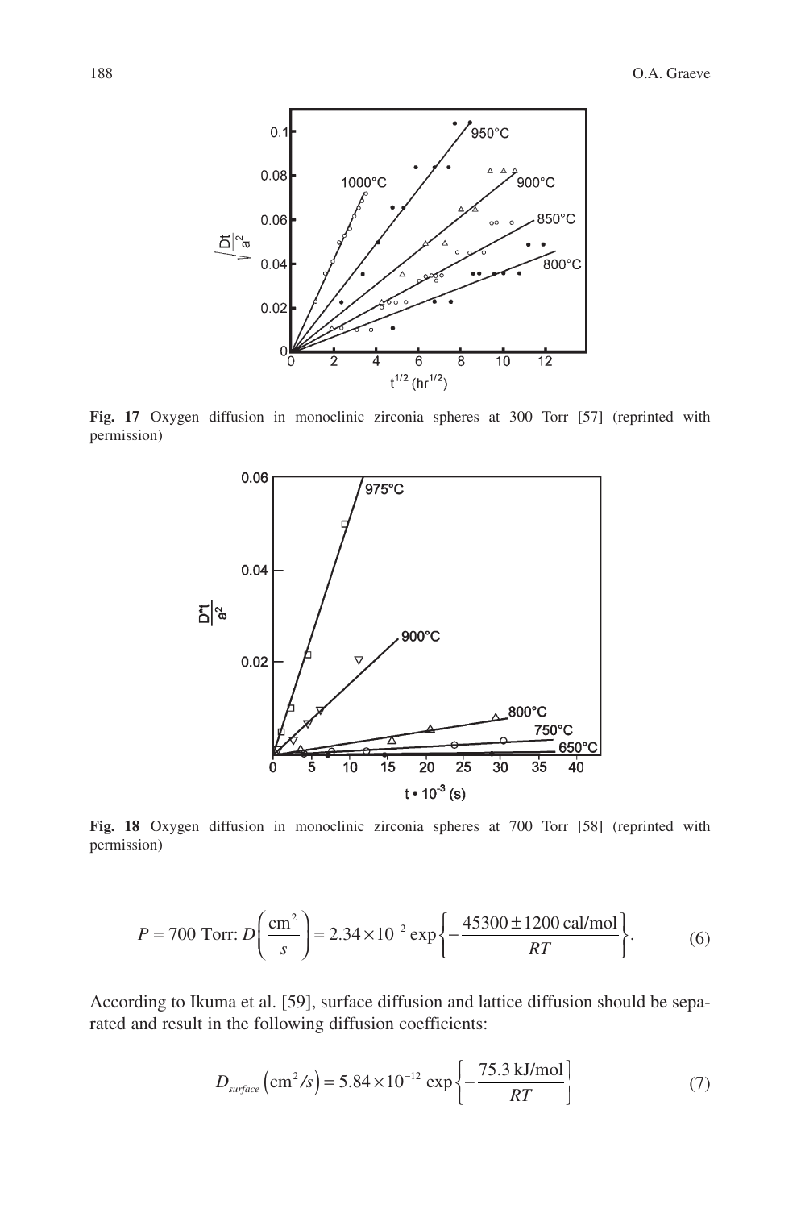Fig. 17 Oxygen diffusion in monoclinic zirconia spheres at 300 Torr [57] (reprinted with permission)

Fig. 18 Oxygen diffusion in monoclinic zirconia spheres at 700 Torr [58] (reprinted with permission)

$$P = 700 \text{ Torr: } D\left(\frac{\text{cm}^2}{s}\right) = 2.34 \times 10^{-2} \exp\left\{-\frac{45300 \pm 1200 \text{ cal/mol}}{RT}\right\}. \tag{6}$$

According to Ikuma et al. [59], surface diffusion and lattice diffusion should be separated and result in the following diffusion coefficients:

$$D_{surface}\left(\text{cm}^2/s\right) = 5.84 \times 10^{-12} \exp\left\{-\frac{75.3 \text{ kJ/mol}}{RT}\right\} \tag{7}$$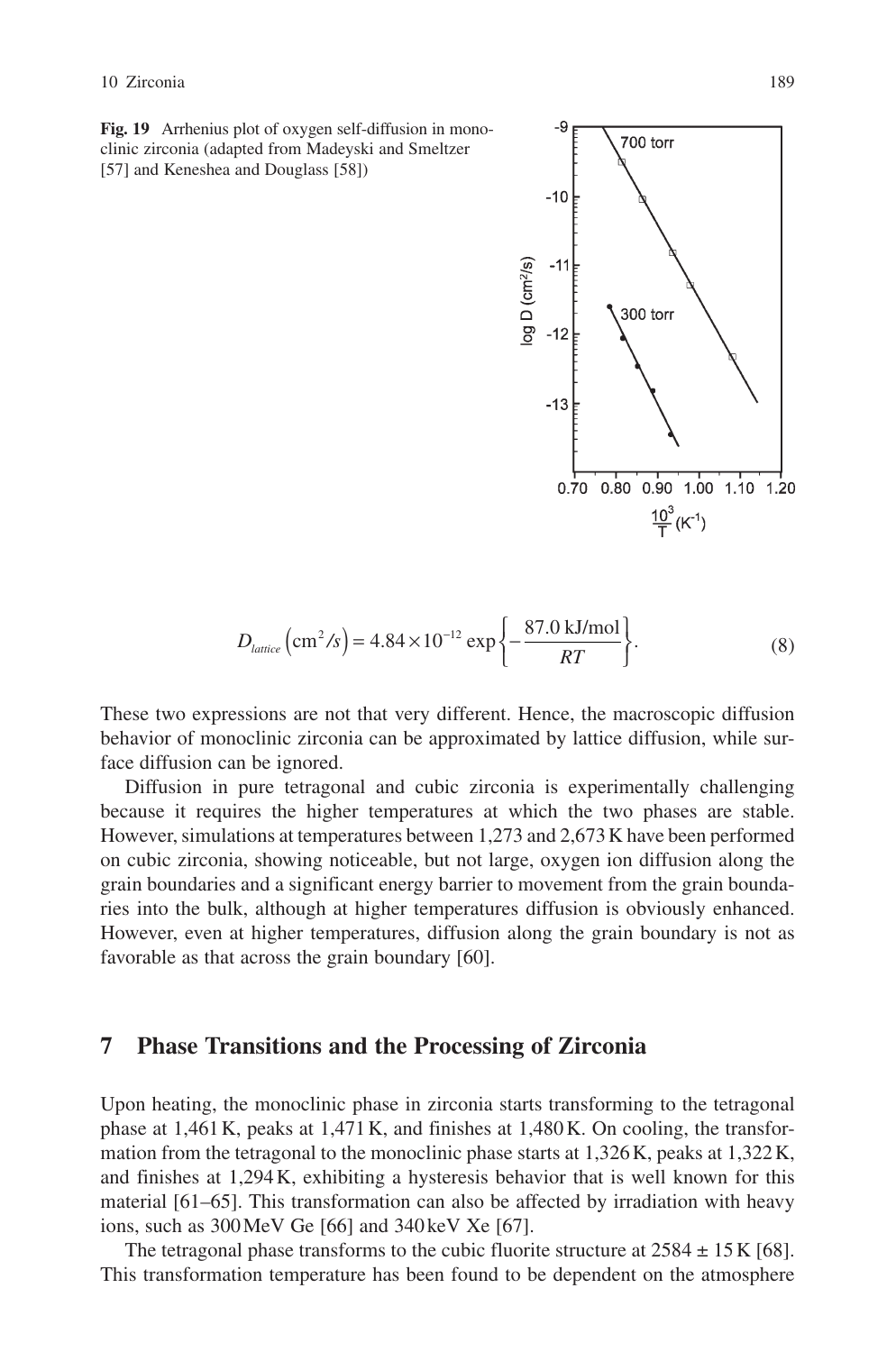**Fig. 19** Arrhenius plot of oxygen self-diffusion in monoclinic zirconia (adapted from Madeyski and Smeltzer [57] and Keneshea and Douglass [58])

$$D_{lattice}\left(\text{cm}^2/s\right) = 4.84 \times 10^{-12} \exp\left\{-\frac{87.0\ \text{kJ/mol}}{RT}\right\}. \tag{8}$$

These two expressions are not that very different. Hence, the macroscopic diffusion behavior of monoclinic zirconia can be approximated by lattice diffusion, while surface diffusion can be ignored.

Diffusion in pure tetragonal and cubic zirconia is experimentally challenging because it requires the higher temperatures at which the two phases are stable. However, simulations at temperatures between 1,273 and 2,673 K have been performed on cubic zirconia, showing noticeable, but not large, oxygen ion diffusion along the grain boundaries and a significant energy barrier to movement from the grain boundaries into the bulk, although at higher temperatures diffusion is obviously enhanced. However, even at higher temperatures, diffusion along the grain boundary is not as favorable as that across the grain boundary [60].

## 7 Phase Transitions and the Processing of Zirconia

Upon heating, the monoclinic phase in zirconia starts transforming to the tetragonal phase at 1,461 K, peaks at 1,471 K, and finishes at 1,480 K. On cooling, the transformation from the tetragonal to the monoclinic phase starts at 1,326 K, peaks at 1,322 K, and finishes at 1,294 K, exhibiting a hysteresis behavior that is well known for this material [61–65]. This transformation can also be affected by irradiation with heavy ions, such as 300 MeV Ge [66] and 340 keV Xe [67].

The tetragonal phase transforms to the cubic fluorite structure at $2584 \pm 15$ K [68]. This transformation temperature has been found to be dependent on the atmosphere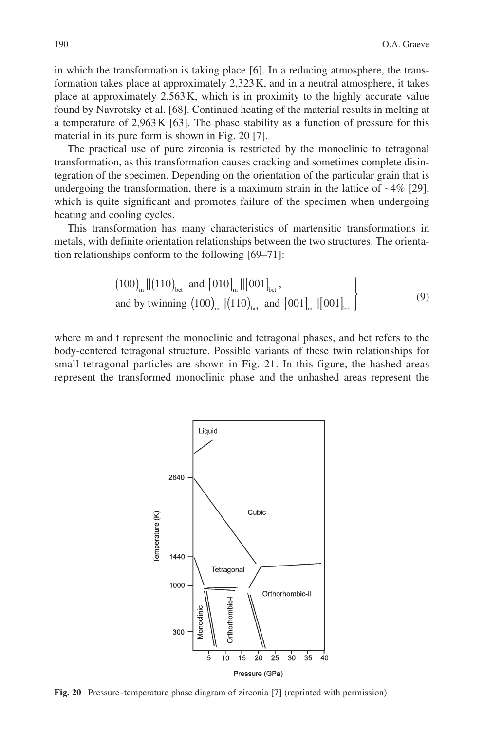in which the transformation is taking place [6]. In a reducing atmosphere, the transformation takes place at approximately 2,323 K, and in a neutral atmosphere, it takes place at approximately 2,563 K, which is in proximity to the highly accurate value found by Navrotsky et al. [68]. Continued heating of the material results in melting at a temperature of 2,963 K [63]. The phase stability as a function of pressure for this material in its pure form is shown in Fig. 20 [7].

The practical use of pure zirconia is restricted by the monoclinic to tetragonal transformation, as this transformation causes cracking and sometimes complete disintegration of the specimen. Depending on the orientation of the particular grain that is undergoing the transformation, there is a maximum strain in the lattice of ~4% [29], which is quite significant and promotes failure of the specimen when undergoing heating and cooling cycles.

This transformation has many characteristics of martensitic transformations in metals, with definite orientation relationships between the two structures. The orientation relationships conform to the following [69–71]:

$$\left.\begin{array}{l}(100)_{\mathrm{m}} \parallel (110)_{\mathrm{bct}} \text{ and } [010]_{\mathrm{m}} \parallel [001]_{\mathrm{bct}}, \\ \text{and by twinning } (100)_{\mathrm{m}} \parallel (110)_{\mathrm{bct}} \text{ and } [001]_{\mathrm{m}} \parallel [001]_{\mathrm{bct}}\end{array}\right\} \tag{9}$$

where m and t represent the monoclinic and tetragonal phases, and bct refers to the body-centered tetragonal structure. Possible variants of these twin relationships for small tetragonal particles are shown in Fig. 21. In this figure, the hashed areas represent the transformed monoclinic phase and the unhashed areas represent the

**Fig. 20** Pressure–temperature phase diagram of zirconia [7] (reprinted with permission)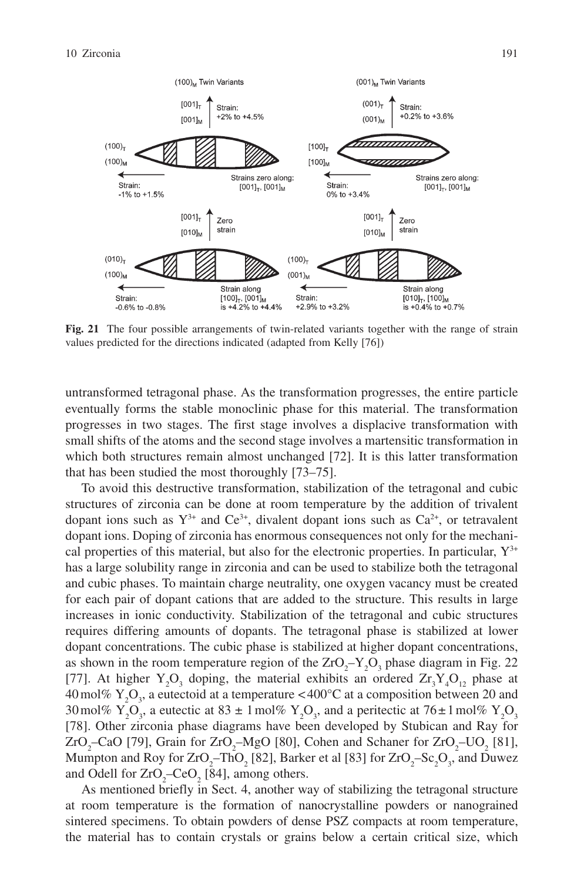**Fig. 21** The four possible arrangements of twin-related variants together with the range of strain values predicted for the directions indicated (adapted from Kelly [76])

untransformed tetragonal phase. As the transformation progresses, the entire particle eventually forms the stable monoclinic phase for this material. The transformation progresses in two stages. The first stage involves a displacive transformation with small shifts of the atoms and the second stage involves a martensitic transformation in which both structures remain almost unchanged [72]. It is this latter transformation that has been studied the most thoroughly [73–75].

To avoid this destructive transformation, stabilization of the tetragonal and cubic structures of zirconia can be done at room temperature by the addition of trivalent dopant ions such as $Y^{3+}$ and $Ce^{3+}$, divalent dopant ions such as $Ca^{2+}$, or tetravalent dopant ions. Doping of zirconia has enormous consequences not only for the mechanical properties of this material, but also for the electronic properties. In particular, $Y^{3+}$ has a large solubility range in zirconia and can be used to stabilize both the tetragonal and cubic phases. To maintain charge neutrality, one oxygen vacancy must be created for each pair of dopant cations that are added to the structure. This results in large increases in ionic conductivity. Stabilization of the tetragonal and cubic structures requires differing amounts of dopants. The tetragonal phase is stabilized at lower dopant concentrations. The cubic phase is stabilized at higher dopant concentrations, as shown in the room temperature region of the $ZrO_2$–$Y_2O_3$ phase diagram in Fig. 22 [77]. At higher $Y_2O_3$ doping, the material exhibits an ordered $Zr_3Y_4O_{12}$ phase at 40 mol% $Y_2O_3$, a eutectoid at a temperature <400°C at a composition between 20 and 30 mol% $Y_2O_3$, a eutectic at 83 ± 1 mol% $Y_2O_3$, and a peritectic at 76 ± 1 mol% $Y_2O_3$ [78]. Other zirconia phase diagrams have been developed by Stubican and Ray for $ZrO_2$–CaO [79], Grain for $ZrO_2$–MgO [80], Cohen and Schaner for $ZrO_2$–$UO_2$ [81], Mumpton and Roy for $ZrO_2$–$ThO_2$ [82], Barker et al [83] for $ZrO_2$–$Sc_2O_3$, and Duwez and Odell for $ZrO_2$–$CeO_2$ [84], among others.

As mentioned briefly in Sect. 4, another way of stabilizing the tetragonal structure at room temperature is the formation of nanocrystalline powders or nanograined sintered specimens. To obtain powders of dense PSZ compacts at room temperature, the material has to contain crystals or grains below a certain critical size, which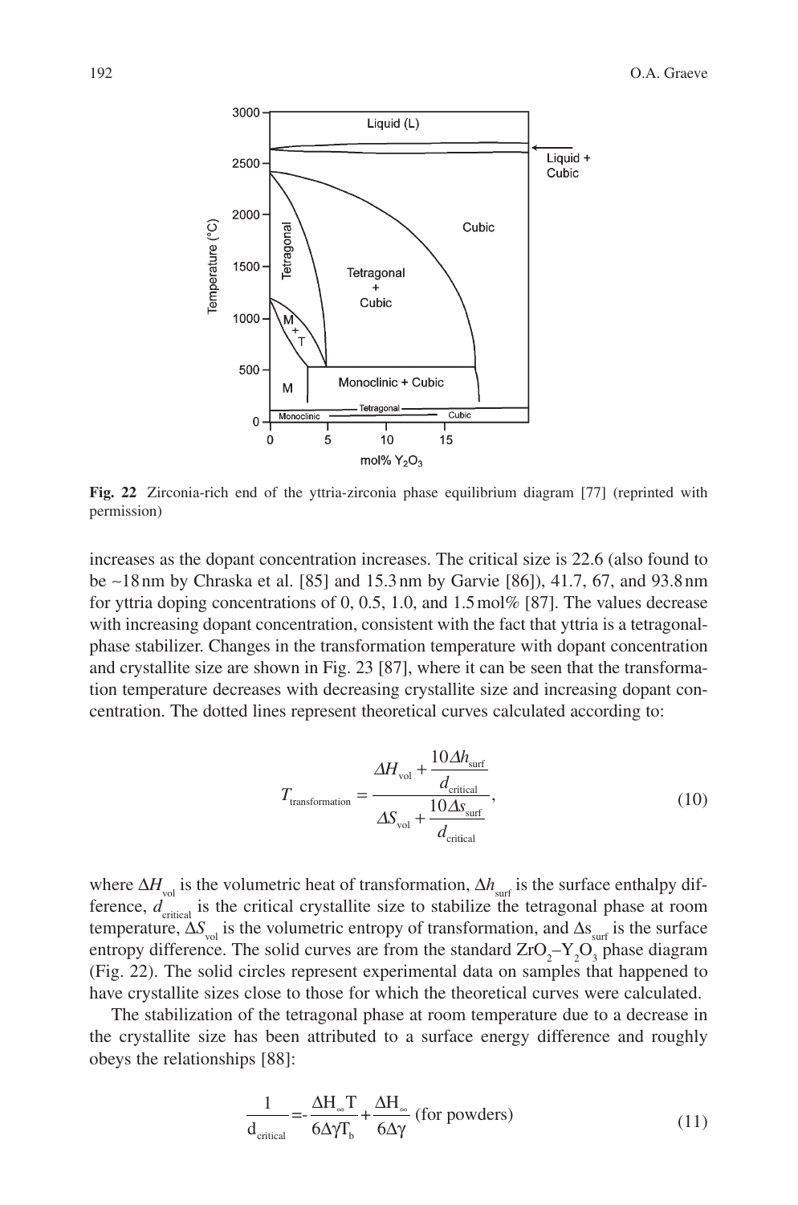**Fig. 22** Zirconia-rich end of the yttria-zirconia phase equilibrium diagram [77] (reprinted with permission)

increases as the dopant concentration increases. The critical size is 22.6 (also found to be ~18 nm by Chraska et al. [85] and 15.3 nm by Garvie [86]), 41.7, 67, and 93.8 nm for yttria doping concentrations of 0, 0.5, 1.0, and 1.5 mol% [87]. The values decrease with increasing dopant concentration, consistent with the fact that yttria is a tetragonal-phase stabilizer. Changes in the transformation temperature with dopant concentration and crystallite size are shown in Fig. 23 [87], where it can be seen that the transformation temperature decreases with decreasing crystallite size and increasing dopant concentration. The dotted lines represent theoretical curves calculated according to:

$$T_{\text{transformation}} = \frac{\Delta H_{\text{vol}} + \dfrac{10\Delta h_{\text{surf}}}{d_{\text{critical}}}}{\Delta S_{\text{vol}} + \dfrac{10\Delta s_{\text{surf}}}{d_{\text{critical}}}}, \tag{10}$$

where $\Delta H_{\text{vol}}$ is the volumetric heat of transformation, $\Delta h_{\text{surf}}$ is the surface enthalpy difference, $d_{\text{critical}}$ is the critical crystallite size to stabilize the tetragonal phase at room temperature, $\Delta S_{\text{vol}}$ is the volumetric entropy of transformation, and $\Delta s_{\text{surf}}$ is the surface entropy difference. The solid curves are from the standard $ZrO_2$–$Y_2O_3$ phase diagram (Fig. 22). The solid circles represent experimental data on samples that happened to have crystallite sizes close to those for which the theoretical curves were calculated.

The stabilization of the tetragonal phase at room temperature due to a decrease in the crystallite size has been attributed to a surface energy difference and roughly obeys the relationships [88]:

$$\frac{1}{d_{\text{critical}}} = -\frac{\Delta H_{\infty} T}{6\Delta\gamma T_b} + \frac{\Delta H_{\infty}}{6\Delta\gamma} \text{ (for powders)} \tag{11}$$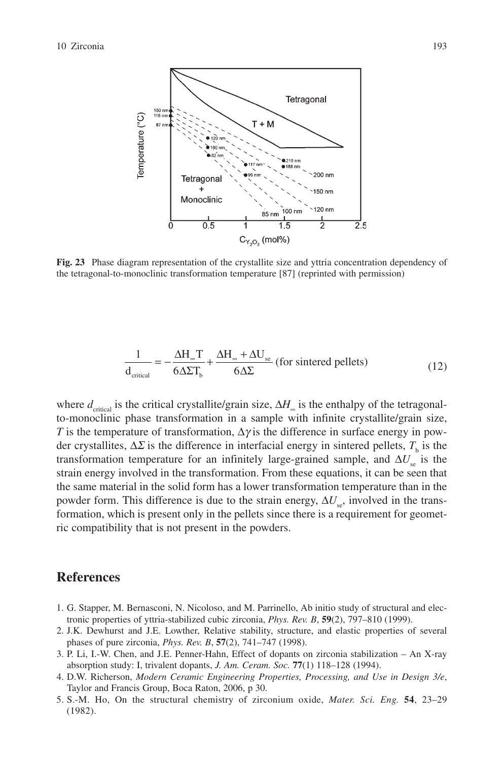**Fig. 23** Phase diagram representation of the crystallite size and yttria concentration dependency of the tetragonal-to-monoclinic transformation temperature [87] (reprinted with permission)

$$\frac{1}{d_{critical}} = -\frac{\Delta H_{\infty} T}{6\Delta\Sigma T_b} + \frac{\Delta H_{\infty} + \Delta U_{se}}{6\Delta\Sigma} \text{ (for sintered pellets)} \tag{12}$$

where $d_{critical}$ is the critical crystallite/grain size, $\Delta H_{\infty}$ is the enthalpy of the tetragonal-to-monoclinic phase transformation in a sample with infinite crystallite/grain size, $T$ is the temperature of transformation, $\Delta\gamma$ is the difference in surface energy in powder crystallites, $\Delta\Sigma$ is the difference in interfacial energy in sintered pellets, $T_b$ is the transformation temperature for an infinitely large-grained sample, and $\Delta U_{se}$ is the strain energy involved in the transformation. From these equations, it can be seen that the same material in the solid form has a lower transformation temperature than in the powder form. This difference is due to the strain energy, $\Delta U_{se}$, involved in the transformation, which is present only in the pellets since there is a requirement for geometric compatibility that is not present in the powders.

## References

1. G. Stapper, M. Bernasconi, N. Nicoloso, and M. Parrinello, Ab initio study of structural and electronic properties of yttria-stabilized cubic zirconia, *Phys. Rev. B*, **59**(2), 797–810 (1999).
2. J.K. Dewhurst and J.E. Lowther, Relative stability, structure, and elastic properties of several phases of pure zirconia, *Phys. Rev. B*, **57**(2), 741–747 (1998).
3. P. Li, I.-W. Chen, and J.E. Penner-Hahn, Effect of dopants on zirconia stabilization – An X-ray absorption study: I, trivalent dopants, *J. Am. Ceram. Soc.* **77**(1) 118–128 (1994).
4. D.W. Richerson, *Modern Ceramic Engineering Properties, Processing, and Use in Design 3/e*, Taylor and Francis Group, Boca Raton, 2006, p 30.
5. S.-M. Ho, On the structural chemistry of zirconium oxide, *Mater. Sci. Eng.* **54**, 23–29 (1982).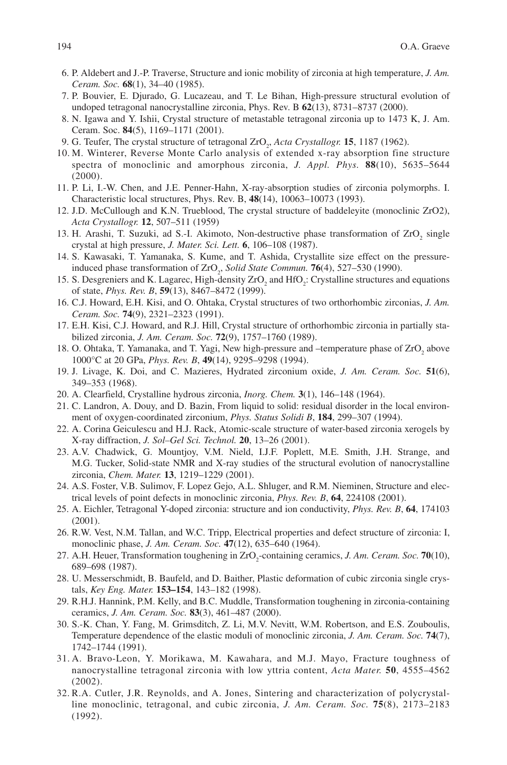6. P. Aldebert and J.-P. Traverse, Structure and ionic mobility of zirconia at high temperature, *J. Am. Ceram. Soc.* **68**(1), 34–40 (1985).
7. P. Bouvier, E. Djurado, G. Lucazeau, and T. Le Bihan, High-pressure structural evolution of undoped tetragonal nanocrystalline zirconia, Phys. Rev. B **62**(13), 8731–8737 (2000).
8. N. Igawa and Y. Ishii, Crystal structure of metastable tetragonal zirconia up to 1473 K, J. Am. Ceram. Soc. **84**(5), 1169–1171 (2001).
9. G. Teufer, The crystal structure of tetragonal $ZrO_2$, *Acta Crystallogr.* **15**, 1187 (1962).
10. M. Winterer, Reverse Monte Carlo analysis of extended x-ray absorption fine structure spectra of monoclinic and amorphous zirconia, *J. Appl. Phys.* **88**(10), 5635–5644 (2000).
11. P. Li, I.-W. Chen, and J.E. Penner-Hahn, X-ray-absorption studies of zirconia polymorphs. I. Characteristic local structures, Phys. Rev. B, **48**(14), 10063–10073 (1993).
12. J.D. McCullough and K.N. Trueblood, The crystal structure of baddeleyite (monoclinic ZrO2), *Acta Crystallogr.* **12**, 507–511 (1959)
13. H. Arashi, T. Suzuki, ad S.-I. Akimoto, Non-destructive phase transformation of $ZrO_2$ single crystal at high pressure, *J. Mater. Sci. Lett.* **6**, 106–108 (1987).
14. S. Kawasaki, T. Yamanaka, S. Kume, and T. Ashida, Crystallite size effect on the pressure-induced phase transformation of $ZrO_2$, *Solid State Commun.* **76**(4), 527–530 (1990).
15. S. Desgreniers and K. Lagarec, High-density $ZrO_2$ and $HfO_2$: Crystalline structures and equations of state, *Phys. Rev. B*, **59**(13), 8467–8472 (1999).
16. C.J. Howard, E.H. Kisi, and O. Ohtaka, Crystal structures of two orthorhombic zirconias, *J. Am. Ceram. Soc.* **74**(9), 2321–2323 (1991).
17. E.H. Kisi, C.J. Howard, and R.J. Hill, Crystal structure of orthorhombic zirconia in partially stabilized zirconia, *J. Am. Ceram. Soc.* **72**(9), 1757–1760 (1989).
18. O. Ohtaka, T. Yamanaka, and T. Yagi, New high-pressure and –temperature phase of $ZrO_2$ above 1000°C at 20 GPa, *Phys. Rev. B*, **49**(14), 9295–9298 (1994).
19. J. Livage, K. Doi, and C. Mazieres, Hydrated zirconium oxide, *J. Am. Ceram. Soc.* **51**(6), 349–353 (1968).
20. A. Clearfield, Crystalline hydrous zirconia, *Inorg. Chem.* **3**(1), 146–148 (1964).
21. C. Landron, A. Douy, and D. Bazin, From liquid to solid: residual disorder in the local environment of oxygen-coordinated zirconium, *Phys. Status Solidi B*, **184**, 299–307 (1994).
22. A. Corina Geiculescu and H.J. Rack, Atomic-scale structure of water-based zirconia xerogels by X-ray diffraction, *J. Sol–Gel Sci. Technol.* **20**, 13–26 (2001).
23. A.V. Chadwick, G. Mountjoy, V.M. Nield, I.J.F. Poplett, M.E. Smith, J.H. Strange, and M.G. Tucker, Solid-state NMR and X-ray studies of the structural evolution of nanocrystalline zirconia, *Chem. Mater.* **13**, 1219–1229 (2001).
24. A.S. Foster, V.B. Sulimov, F. Lopez Gejo, A.L. Shluger, and R.M. Nieminen, Structure and electrical levels of point defects in monoclinic zirconia, *Phys. Rev. B*, **64**, 224108 (2001).
25. A. Eichler, Tetragonal Y-doped zirconia: structure and ion conductivity, *Phys. Rev. B*, **64**, 174103 (2001).
26. R.W. Vest, N.M. Tallan, and W.C. Tripp, Electrical properties and defect structure of zirconia: I, monoclinic phase, *J. Am. Ceram. Soc.* **47**(12), 635–640 (1964).
27. A.H. Heuer, Transformation toughening in $ZrO_2$-containing ceramics, *J. Am. Ceram. Soc.* **70**(10), 689–698 (1987).
28. U. Messerschmidt, B. Baufeld, and D. Baither, Plastic deformation of cubic zirconia single crystals, *Key Eng. Mater.* **153–154**, 143–182 (1998).
29. R.H.J. Hannink, P.M. Kelly, and B.C. Muddle, Transformation toughening in zirconia-containing ceramics, *J. Am. Ceram. Soc.* **83**(3), 461–487 (2000).
30. S.-K. Chan, Y. Fang, M. Grimsditch, Z. Li, M.V. Nevitt, W.M. Robertson, and E.S. Zouboulis, Temperature dependence of the elastic moduli of monoclinic zirconia, *J. Am. Ceram. Soc.* **74**(7), 1742–1744 (1991).
31. A. Bravo-Leon, Y. Morikawa, M. Kawahara, and M.J. Mayo, Fracture toughness of nanocrystalline tetragonal zirconia with low yttria content, *Acta Mater.* **50**, 4555–4562 (2002).
32. R.A. Cutler, J.R. Reynolds, and A. Jones, Sintering and characterization of polycrystalline monoclinic, tetragonal, and cubic zirconia, *J. Am. Ceram. Soc.* **75**(8), 2173–2183 (1992).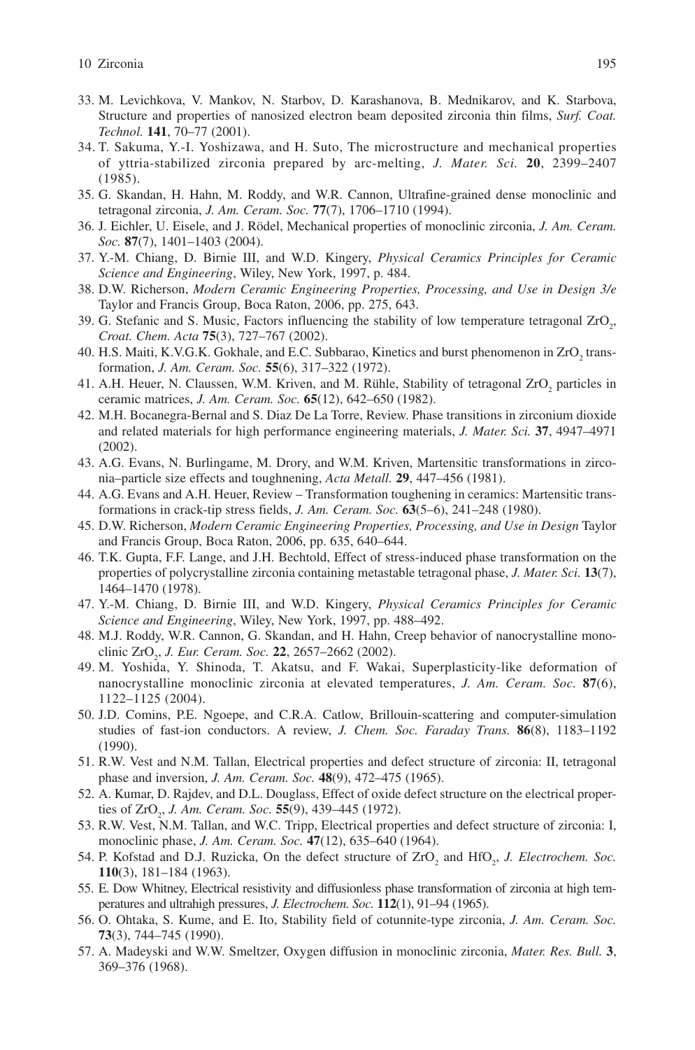33. M. Levichkova, V. Mankov, N. Starbov, D. Karashanova, B. Mednikarov, and K. Starbova, Structure and properties of nanosized electron beam deposited zirconia thin films, *Surf. Coat. Technol.* **141**, 70–77 (2001).
34. T. Sakuma, Y.-I. Yoshizawa, and H. Suto, The microstructure and mechanical properties of yttria-stabilized zirconia prepared by arc-melting, *J. Mater. Sci.* **20**, 2399–2407 (1985).
35. G. Skandan, H. Hahn, M. Roddy, and W.R. Cannon, Ultrafine-grained dense monoclinic and tetragonal zirconia, *J. Am. Ceram. Soc.* **77**(7), 1706–1710 (1994).
36. J. Eichler, U. Eisele, and J. Rödel, Mechanical properties of monoclinic zirconia, *J. Am. Ceram. Soc.* **87**(7), 1401–1403 (2004).
37. Y.-M. Chiang, D. Birnie III, and W.D. Kingery, *Physical Ceramics Principles for Ceramic Science and Engineering*, Wiley, New York, 1997, p. 484.
38. D.W. Richerson, *Modern Ceramic Engineering Properties, Processing, and Use in Design 3/e* Taylor and Francis Group, Boca Raton, 2006, pp. 275, 643.
39. G. Stefanic and S. Music, Factors influencing the stability of low temperature tetragonal $ZrO_2$, *Croat. Chem. Acta* **75**(3), 727–767 (2002).
40. H.S. Maiti, K.V.G.K. Gokhale, and E.C. Subbarao, Kinetics and burst phenomenon in $ZrO_2$ transformation, *J. Am. Ceram. Soc.* **55**(6), 317–322 (1972).
41. A.H. Heuer, N. Claussen, W.M. Kriven, and M. Rühle, Stability of tetragonal $ZrO_2$ particles in ceramic matrices, *J. Am. Ceram. Soc.* **65**(12), 642–650 (1982).
42. M.H. Bocanegra-Bernal and S. Diaz De La Torre, Review. Phase transitions in zirconium dioxide and related materials for high performance engineering materials, *J. Mater. Sci.* **37**, 4947–4971 (2002).
43. A.G. Evans, N. Burlingame, M. Drory, and W.M. Kriven, Martensitic transformations in zirconia–particle size effects and toughnening, *Acta Metall.* **29**, 447–456 (1981).
44. A.G. Evans and A.H. Heuer, Review – Transformation toughening in ceramics: Martensitic transformations in crack-tip stress fields, *J. Am. Ceram. Soc.* **63**(5–6), 241–248 (1980).
45. D.W. Richerson, *Modern Ceramic Engineering Properties, Processing, and Use in Design* Taylor and Francis Group, Boca Raton, 2006, pp. 635, 640–644.
46. T.K. Gupta, F.F. Lange, and J.H. Bechtold, Effect of stress-induced phase transformation on the properties of polycrystalline zirconia containing metastable tetragonal phase, *J. Mater. Sci.* **13**(7), 1464–1470 (1978).
47. Y.-M. Chiang, D. Birnie III, and W.D. Kingery, *Physical Ceramics Principles for Ceramic Science and Engineering*, Wiley, New York, 1997, pp. 488–492.
48. M.J. Roddy, W.R. Cannon, G. Skandan, and H. Hahn, Creep behavior of nanocrystalline monoclinic $ZrO_2$, *J. Eur. Ceram. Soc.* **22**, 2657–2662 (2002).
49. M. Yoshida, Y. Shinoda, T. Akatsu, and F. Wakai, Superplasticity-like deformation of nanocrystalline monoclinic zirconia at elevated temperatures, *J. Am. Ceram. Soc.* **87**(6), 1122–1125 (2004).
50. J.D. Comins, P.E. Ngoepe, and C.R.A. Catlow, Brillouin-scattering and computer-simulation studies of fast-ion conductors. A review, *J. Chem. Soc. Faraday Trans.* **86**(8), 1183–1192 (1990).
51. R.W. Vest and N.M. Tallan, Electrical properties and defect structure of zirconia: II, tetragonal phase and inversion, *J. Am. Ceram. Soc.* **48**(9), 472–475 (1965).
52. A. Kumar, D. Rajdev, and D.L. Douglass, Effect of oxide defect structure on the electrical properties of $ZrO_2$, *J. Am. Ceram. Soc.* **55**(9), 439–445 (1972).
53. R.W. Vest, N.M. Tallan, and W.C. Tripp, Electrical properties and defect structure of zirconia: I, monoclinic phase, *J. Am. Ceram. Soc.* **47**(12), 635–640 (1964).
54. P. Kofstad and D.J. Ruzicka, On the defect structure of $ZrO_2$ and $HfO_2$, *J. Electrochem. Soc.* **110**(3), 181–184 (1963).
55. E. Dow Whitney, Electrical resistivity and diffusionless phase transformation of zirconia at high temperatures and ultrahigh pressures, *J. Electrochem. Soc.* **112**(1), 91–94 (1965).
56. O. Ohtaka, S. Kume, and E. Ito, Stability field of cotunnite-type zirconia, *J. Am. Ceram. Soc.* **73**(3), 744–745 (1990).
57. A. Madeyski and W.W. Smeltzer, Oxygen diffusion in monoclinic zirconia, *Mater. Res. Bull.* **3**, 369–376 (1968).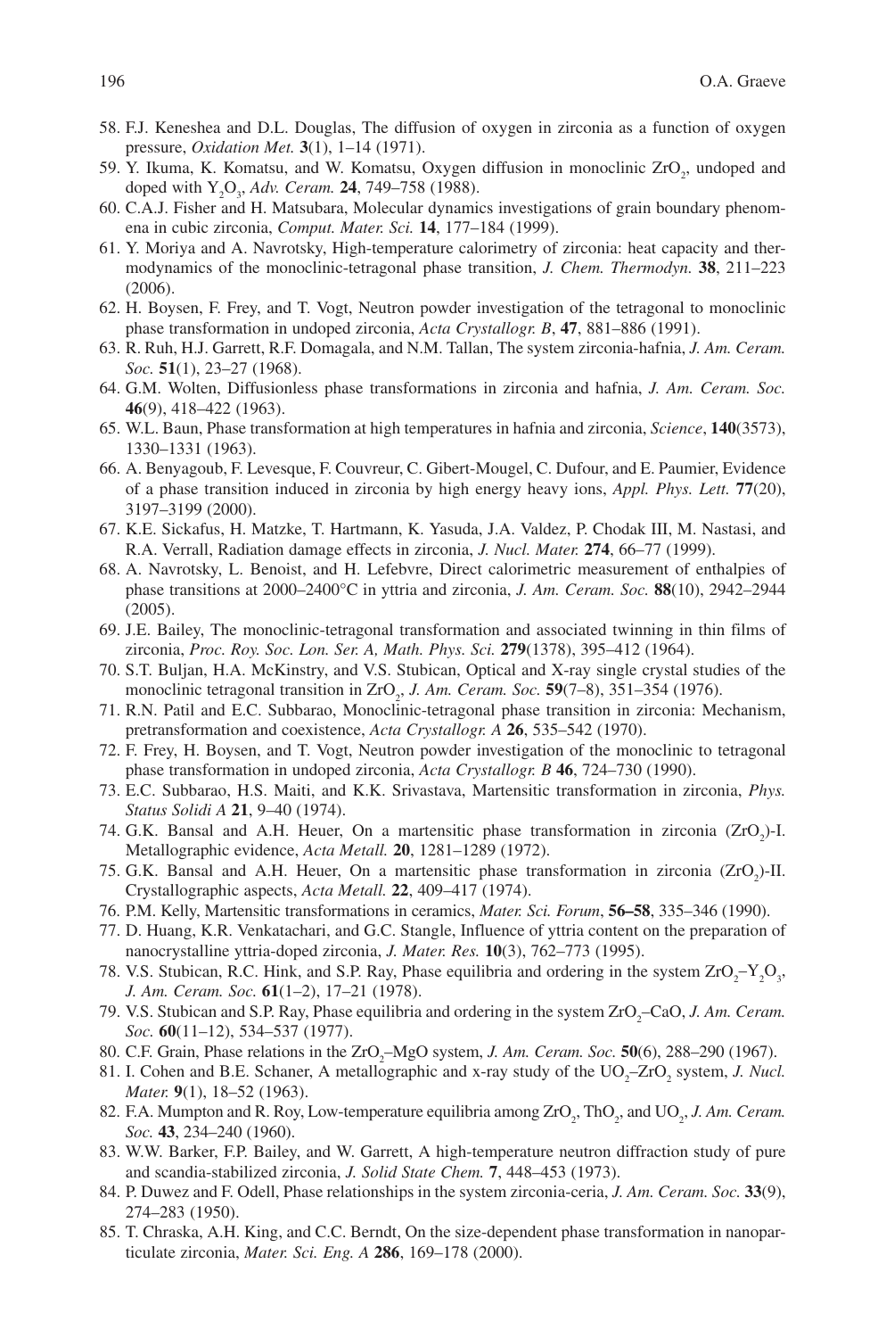58. F.J. Keneshea and D.L. Douglas, The diffusion of oxygen in zirconia as a function of oxygen pressure, *Oxidation Met.* **3**(1), 1–14 (1971).
59. Y. Ikuma, K. Komatsu, and W. Komatsu, Oxygen diffusion in monoclinic $ZrO_2$, undoped and doped with $Y_2O_3$, *Adv. Ceram.* **24**, 749–758 (1988).
60. C.A.J. Fisher and H. Matsubara, Molecular dynamics investigations of grain boundary phenomena in cubic zirconia, *Comput. Mater. Sci.* **14**, 177–184 (1999).
61. Y. Moriya and A. Navrotsky, High-temperature calorimetry of zirconia: heat capacity and thermodynamics of the monoclinic-tetragonal phase transition, *J. Chem. Thermodyn.* **38**, 211–223 (2006).
62. H. Boysen, F. Frey, and T. Vogt, Neutron powder investigation of the tetragonal to monoclinic phase transformation in undoped zirconia, *Acta Crystallogr. B*, **47**, 881–886 (1991).
63. R. Ruh, H.J. Garrett, R.F. Domagala, and N.M. Tallan, The system zirconia-hafnia, *J. Am. Ceram. Soc.* **51**(1), 23–27 (1968).
64. G.M. Wolten, Diffusionless phase transformations in zirconia and hafnia, *J. Am. Ceram. Soc.* **46**(9), 418–422 (1963).
65. W.L. Baun, Phase transformation at high temperatures in hafnia and zirconia, *Science*, **140**(3573), 1330–1331 (1963).
66. A. Benyagoub, F. Levesque, F. Couvreur, C. Gibert-Mougel, C. Dufour, and E. Paumier, Evidence of a phase transition induced in zirconia by high energy heavy ions, *Appl. Phys. Lett.* **77**(20), 3197–3199 (2000).
67. K.E. Sickafus, H. Matzke, T. Hartmann, K. Yasuda, J.A. Valdez, P. Chodak III, M. Nastasi, and R.A. Verrall, Radiation damage effects in zirconia, *J. Nucl. Mater.* **274**, 66–77 (1999).
68. A. Navrotsky, L. Benoist, and H. Lefebvre, Direct calorimetric measurement of enthalpies of phase transitions at 2000–2400°C in yttria and zirconia, *J. Am. Ceram. Soc.* **88**(10), 2942–2944 (2005).
69. J.E. Bailey, The monoclinic-tetragonal transformation and associated twinning in thin films of zirconia, *Proc. Roy. Soc. Lon. Ser. A, Math. Phys. Sci.* **279**(1378), 395–412 (1964).
70. S.T. Buljan, H.A. McKinstry, and V.S. Stubican, Optical and X-ray single crystal studies of the monoclinic tetragonal transition in $ZrO_2$, *J. Am. Ceram. Soc.* **59**(7–8), 351–354 (1976).
71. R.N. Patil and E.C. Subbarao, Monoclinic-tetragonal phase transition in zirconia: Mechanism, pretransformation and coexistence, *Acta Crystallogr. A* **26**, 535–542 (1970).
72. F. Frey, H. Boysen, and T. Vogt, Neutron powder investigation of the monoclinic to tetragonal phase transformation in undoped zirconia, *Acta Crystallogr. B* **46**, 724–730 (1990).
73. E.C. Subbarao, H.S. Maiti, and K.K. Srivastava, Martensitic transformation in zirconia, *Phys. Status Solidi A* **21**, 9–40 (1974).
74. G.K. Bansal and A.H. Heuer, On a martensitic phase transformation in zirconia ($ZrO_2$)-I. Metallographic evidence, *Acta Metall.* **20**, 1281–1289 (1972).
75. G.K. Bansal and A.H. Heuer, On a martensitic phase transformation in zirconia ($ZrO_2$)-II. Crystallographic aspects, *Acta Metall.* **22**, 409–417 (1974).
76. P.M. Kelly, Martensitic transformations in ceramics, *Mater. Sci. Forum*, **56–58**, 335–346 (1990).
77. D. Huang, K.R. Venkatachari, and G.C. Stangle, Influence of yttria content on the preparation of nanocrystalline yttria-doped zirconia, *J. Mater. Res.* **10**(3), 762–773 (1995).
78. V.S. Stubican, R.C. Hink, and S.P. Ray, Phase equilibria and ordering in the system $ZrO_2$–$Y_2O_3$, *J. Am. Ceram. Soc.* **61**(1–2), 17–21 (1978).
79. V.S. Stubican and S.P. Ray, Phase equilibria and ordering in the system $ZrO_2$–CaO, *J. Am. Ceram. Soc.* **60**(11–12), 534–537 (1977).
80. C.F. Grain, Phase relations in the $ZrO_2$–MgO system, *J. Am. Ceram. Soc.* **50**(6), 288–290 (1967).
81. I. Cohen and B.E. Schaner, A metallographic and x-ray study of the $UO_2$–$ZrO_2$ system, *J. Nucl. Mater.* **9**(1), 18–52 (1963).
82. F.A. Mumpton and R. Roy, Low-temperature equilibria among $ZrO_2$, $ThO_2$, and $UO_2$, *J. Am. Ceram. Soc.* **43**, 234–240 (1960).
83. W.W. Barker, F.P. Bailey, and W. Garrett, A high-temperature neutron diffraction study of pure and scandia-stabilized zirconia, *J. Solid State Chem.* **7**, 448–453 (1973).
84. P. Duwez and F. Odell, Phase relationships in the system zirconia-ceria, *J. Am. Ceram. Soc.* **33**(9), 274–283 (1950).
85. T. Chraska, A.H. King, and C.C. Berndt, On the size-dependent phase transformation in nanoparticulate zirconia, *Mater. Sci. Eng. A* **286**, 169–178 (2000).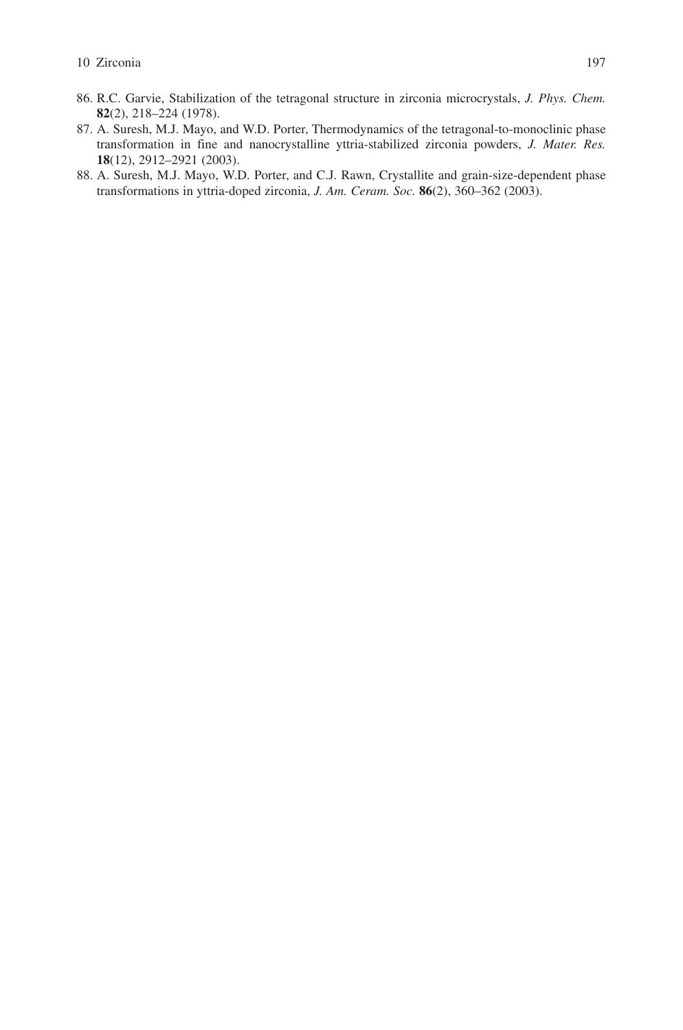86. R.C. Garvie, Stabilization of the tetragonal structure in zirconia microcrystals, *J. Phys. Chem.* **82**(2), 218–224 (1978).
87. A. Suresh, M.J. Mayo, and W.D. Porter, Thermodynamics of the tetragonal-to-monoclinic phase transformation in fine and nanocrystalline yttria-stabilized zirconia powders, *J. Mater. Res.* **18**(12), 2912–2921 (2003).
88. A. Suresh, M.J. Mayo, W.D. Porter, and C.J. Rawn, Crystallite and grain-size-dependent phase transformations in yttria-doped zirconia, *J. Am. Ceram. Soc.* **86**(2), 360–362 (2003).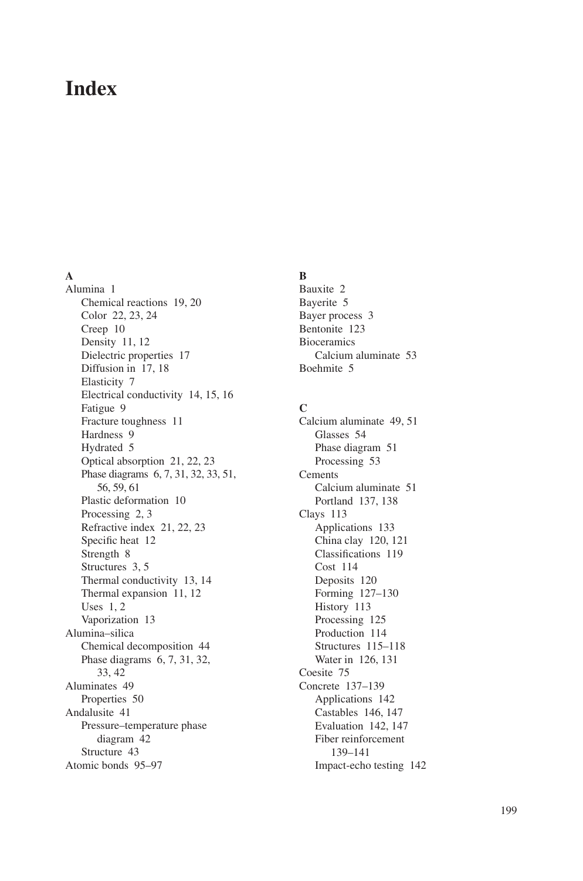# Index

**A**

Alumina 1
- Chemical reactions 19, 20
- Color 22, 23, 24
- Creep 10
- Density 11, 12
- Dielectric properties 17
- Diffusion in 17, 18
- Elasticity 7
- Electrical conductivity 14, 15, 16
- Fatigue 9
- Fracture toughness 11
- Hardness 9
- Hydrated 5
- Optical absorption 21, 22, 23
- Phase diagrams 6, 7, 31, 32, 33, 51, 56, 59, 61
- Plastic deformation 10
- Processing 2, 3
- Refractive index 21, 22, 23
- Specific heat 12
- Strength 8
- Structures 3, 5
- Thermal conductivity 13, 14
- Thermal expansion 11, 12
- Uses 1, 2
- Vaporization 13

Alumina–silica
- Chemical decomposition 44
- Phase diagrams 6, 7, 31, 32, 33, 42

Aluminates 49
- Properties 50

Andalusite 41
- Pressure–temperature phase diagram 42
- Structure 43

Atomic bonds 95–97

**B**

Bauxite 2

Bayerite 5

Bayer process 3

Bentonite 123

Bioceramics
- Calcium aluminate 53

Boehmite 5

**C**

Calcium aluminate 49, 51
- Glasses 54
- Phase diagram 51
- Processing 53

Cements
- Calcium aluminate 51
- Portland 137, 138

Clays 113
- Applications 133
- China clay 120, 121
- Classifications 119
- Cost 114
- Deposits 120
- Forming 127–130
- History 113
- Processing 125
- Production 114
- Structures 115–118
- Water in 126, 131

Coesite 75

Concrete 137–139
- Applications 142
- Castables 146, 147
- Evaluation 142, 147
- Fiber reinforcement 139–141
- Impact-echo testing 142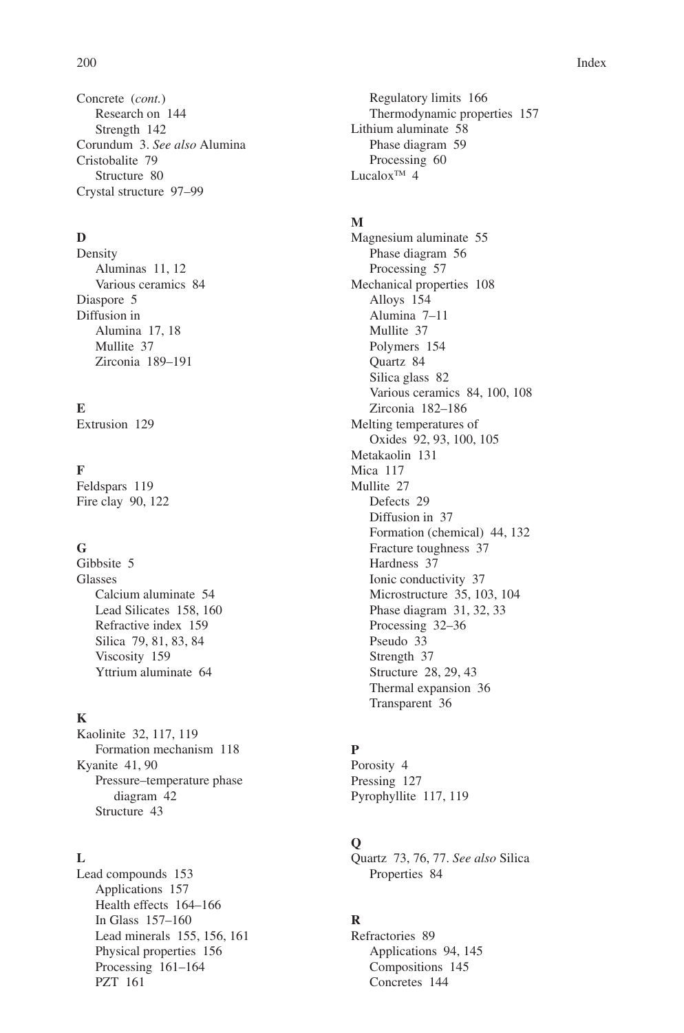Concrete (*cont.*)
- Research on 144
- Strength 142

Corundum 3. *See also* Alumina

Cristobalite 79
- Structure 80

Crystal structure 97–99

**D**

Density
- Aluminas 11, 12
- Various ceramics 84

Diaspore 5

Diffusion in
- Alumina 17, 18
- Mullite 37
- Zirconia 189–191

**E**

Extrusion 129

**F**

Feldspars 119

Fire clay 90, 122

**G**

Gibbsite 5

Glasses
- Calcium aluminate 54
- Lead Silicates 158, 160
- Refractive index 159
- Silica 79, 81, 83, 84
- Viscosity 159
- Yttrium aluminate 64

**K**

Kaolinite 32, 117, 119
- Formation mechanism 118

Kyanite 41, 90
- Pressure–temperature phase diagram 42
- Structure 43

**L**

Lead compounds 153
- Applications 157
- Health effects 164–166
- In Glass 157–160
- Lead minerals 155, 156, 161
- Physical properties 156
- Processing 161–164
- PZT 161
- Regulatory limits 166
- Thermodynamic properties 157

Lithium aluminate 58
- Phase diagram 59
- Processing 60

Lucalox™ 4

**M**

Magnesium aluminate 55
- Phase diagram 56
- Processing 57

Mechanical properties 108
- Alloys 154
- Alumina 7–11
- Mullite 37
- Polymers 154
- Quartz 84
- Silica glass 82
- Various ceramics 84, 100, 108
- Zirconia 182–186

Melting temperatures of
- Oxides 92, 93, 100, 105

Metakaolin 131

Mica 117

Mullite 27
- Defects 29
- Diffusion in 37
- Formation (chemical) 44, 132
- Fracture toughness 37
- Hardness 37
- Ionic conductivity 37
- Microstructure 35, 103, 104
- Phase diagram 31, 32, 33
- Processing 32–36
- Pseudo 33
- Strength 37
- Structure 28, 29, 43
- Thermal expansion 36
- Transparent 36

**P**

Porosity 4

Pressing 127

Pyrophyllite 117, 119

**Q**

Quartz 73, 76, 77. *See also* Silica
- Properties 84

**R**

Refractories 89
- Applications 94, 145
- Compositions 145
- Concretes 144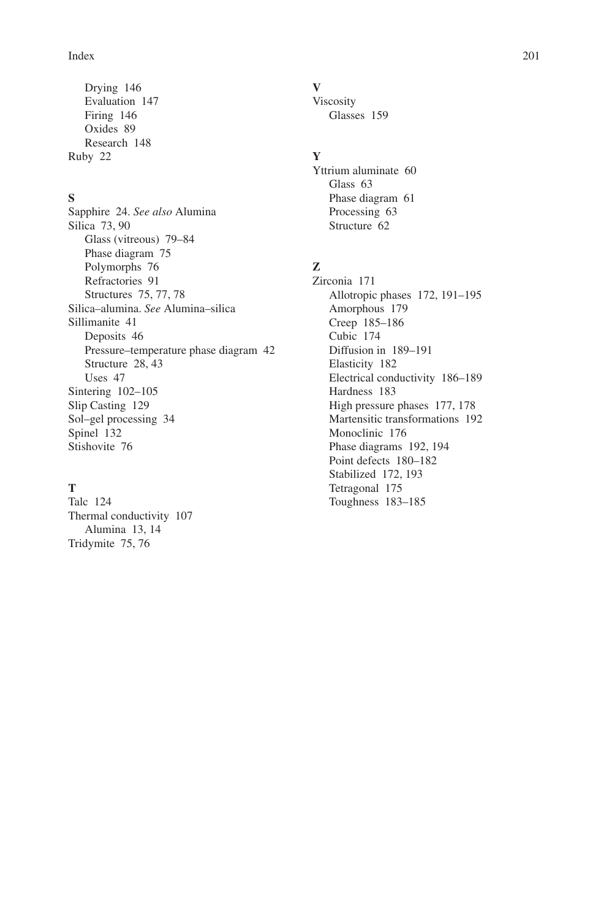Drying 146
Evaluation 147
Firing 146
Oxides 89
Research 148

Ruby 22

**S**

Sapphire 24. *See also* Alumina
Silica 73, 90
Glass (vitreous) 79–84
Phase diagram 75
Polymorphs 76
Refractories 91
Structures 75, 77, 78

Silica–alumina. *See* Alumina–silica
Sillimanite 41
Deposits 46
Pressure–temperature phase diagram 42
Structure 28, 43
Uses 47

Sintering 102–105
Slip Casting 129
Sol–gel processing 34
Spinel 132
Stishovite 76

**T**

Talc 124
Thermal conductivity 107
Alumina 13, 14

Tridymite 75, 76

**V**

Viscosity
Glasses 159

**Y**

Yttrium aluminate 60
Glass 63
Phase diagram 61
Processing 63
Structure 62

**Z**

Zirconia 171
Allotropic phases 172, 191–195
Amorphous 179
Creep 185–186
Cubic 174
Diffusion in 189–191
Elasticity 182
Electrical conductivity 186–189
Hardness 183
High pressure phases 177, 178
Martensitic transformations 192
Monoclinic 176
Phase diagrams 192, 194
Point defects 180–182
Stabilized 172, 193
Tetragonal 175
Toughness 183–185